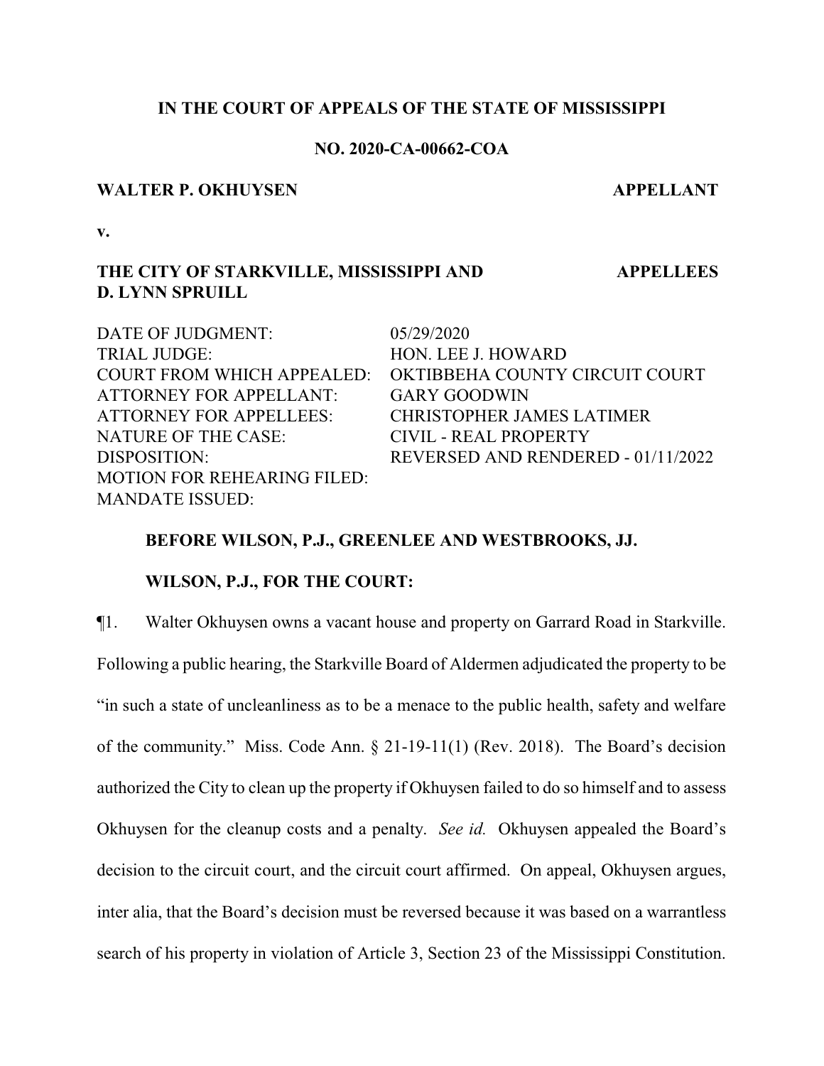**IN THE COURT OF APPEALS OF THE STATE OF MISSISSIPPI**

**NO. 2020-CA-00662-COA**

**WALTER P. OKHUYSEN** **APPELLANT**

**v.**

**THE CITY OF STARKVILLE, MISSISSIPPI AND D. LYNN SPRUILL** **APPELLEES**

| | |
|---|---|
| DATE OF JUDGMENT: | 05/29/2020 |
| TRIAL JUDGE: | HON. LEE J. HOWARD |
| COURT FROM WHICH APPEALED: | OKTIBBEHA COUNTY CIRCUIT COURT |
| ATTORNEY FOR APPELLANT: | GARY GOODWIN |
| ATTORNEY FOR APPELLEES: | CHRISTOPHER JAMES LATIMER |
| NATURE OF THE CASE: | CIVIL - REAL PROPERTY |
| DISPOSITION: | REVERSED AND RENDERED - 01/11/2022 |
| MOTION FOR REHEARING FILED: | |
| MANDATE ISSUED: | |

**BEFORE WILSON, P.J., GREENLEE AND WESTBROOKS, JJ.**

**WILSON, P.J., FOR THE COURT:**

¶1. Walter Okhuysen owns a vacant house and property on Garrard Road in Starkville. Following a public hearing, the Starkville Board of Aldermen adjudicated the property to be "in such a state of uncleanliness as to be a menace to the public health, safety and welfare of the community." Miss. Code Ann. § 21-19-11(1) (Rev. 2018). The Board's decision authorized the City to clean up the property if Okhuysen failed to do so himself and to assess Okhuysen for the cleanup costs and a penalty. *See id.* Okhuysen appealed the Board's decision to the circuit court, and the circuit court affirmed. On appeal, Okhuysen argues, inter alia, that the Board's decision must be reversed because it was based on a warrantless search of his property in violation of Article 3, Section 23 of the Mississippi Constitution.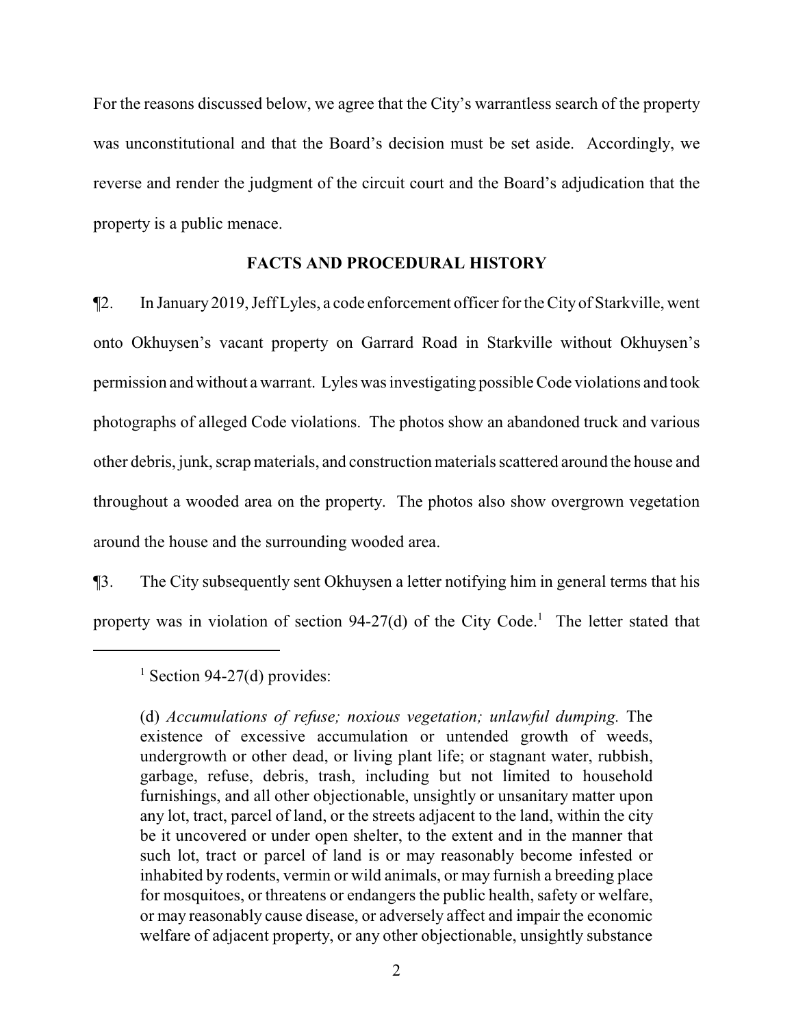For the reasons discussed below, we agree that the City's warrantless search of the property was unconstitutional and that the Board's decision must be set aside. Accordingly, we reverse and render the judgment of the circuit court and the Board's adjudication that the property is a public menace.

## FACTS AND PROCEDURAL HISTORY

¶2. In January 2019, Jeff Lyles, a code enforcement officer for the City of Starkville, went onto Okhuysen's vacant property on Garrard Road in Starkville without Okhuysen's permission and without a warrant. Lyles was investigating possible Code violations and took photographs of alleged Code violations. The photos show an abandoned truck and various other debris, junk, scrap materials, and construction materials scattered around the house and throughout a wooded area on the property. The photos also show overgrown vegetation around the house and the surrounding wooded area.

¶3. The City subsequently sent Okhuysen a letter notifying him in general terms that his property was in violation of section 94-27(d) of the City Code.[1] The letter stated that

---

[1] Section 94-27(d) provides:

> (d) *Accumulations of refuse; noxious vegetation; unlawful dumping.* The existence of excessive accumulation or untended growth of weeds, undergrowth or other dead, or living plant life; or stagnant water, rubbish, garbage, refuse, debris, trash, including but not limited to household furnishings, and all other objectionable, unsightly or unsanitary matter upon any lot, tract, parcel of land, or the streets adjacent to the land, within the city be it uncovered or under open shelter, to the extent and in the manner that such lot, tract or parcel of land is or may reasonably become infested or inhabited by rodents, vermin or wild animals, or may furnish a breeding place for mosquitoes, or threatens or endangers the public health, safety or welfare, or may reasonably cause disease, or adversely affect and impair the economic welfare of adjacent property, or any other objectionable, unsightly substance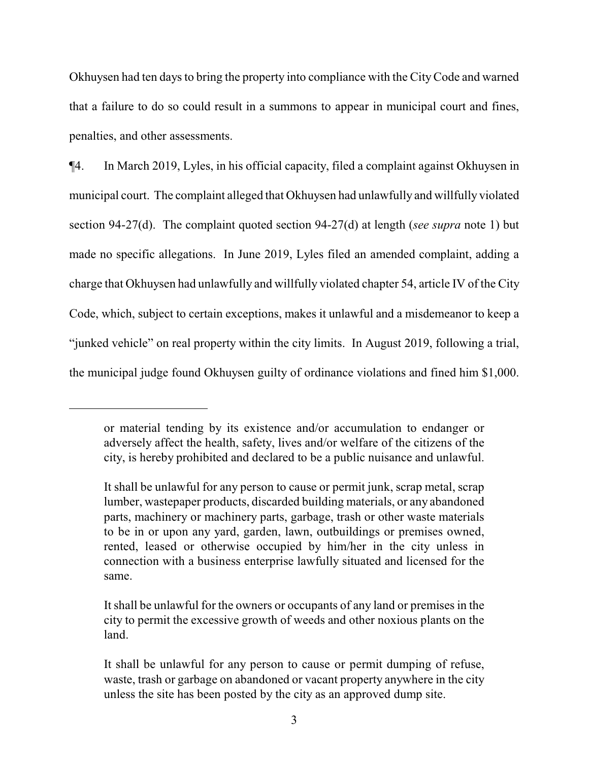Okhuysen had ten days to bring the property into compliance with the City Code and warned that a failure to do so could result in a summons to appear in municipal court and fines, penalties, and other assessments.

¶4. In March 2019, Lyles, in his official capacity, filed a complaint against Okhuysen in municipal court. The complaint alleged that Okhuysen had unlawfully and willfully violated section 94-27(d). The complaint quoted section 94-27(d) at length (*see supra* note 1) but made no specific allegations. In June 2019, Lyles filed an amended complaint, adding a charge that Okhuysen had unlawfully and willfully violated chapter 54, article IV of the City Code, which, subject to certain exceptions, makes it unlawful and a misdemeanor to keep a "junked vehicle" on real property within the city limits. In August 2019, following a trial, the municipal judge found Okhuysen guilty of ordinance violations and fined him $1,000.

---

> or material tending by its existence and/or accumulation to endanger or adversely affect the health, safety, lives and/or welfare of the citizens of the city, is hereby prohibited and declared to be a public nuisance and unlawful.
>
> It shall be unlawful for any person to cause or permit junk, scrap metal, scrap lumber, wastepaper products, discarded building materials, or any abandoned parts, machinery or machinery parts, garbage, trash or other waste materials to be in or upon any yard, garden, lawn, outbuildings or premises owned, rented, leased or otherwise occupied by him/her in the city unless in connection with a business enterprise lawfully situated and licensed for the same.
>
> It shall be unlawful for the owners or occupants of any land or premises in the city to permit the excessive growth of weeds and other noxious plants on the land.
>
> It shall be unlawful for any person to cause or permit dumping of refuse, waste, trash or garbage on abandoned or vacant property anywhere in the city unless the site has been posted by the city as an approved dump site.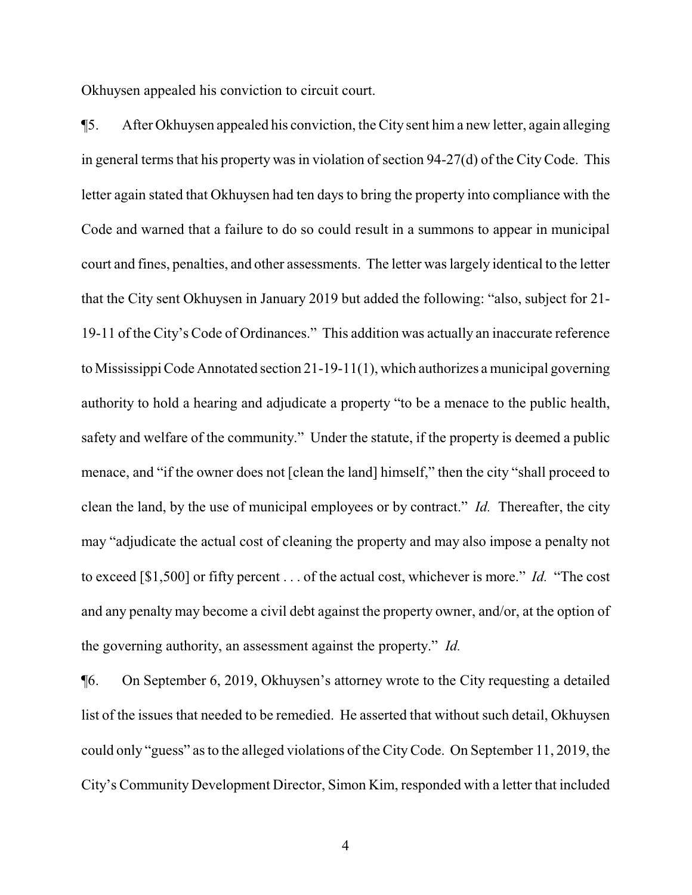Okhuysen appealed his conviction to circuit court.

¶5. After Okhuysen appealed his conviction, the City sent him a new letter, again alleging in general terms that his property was in violation of section 94-27(d) of the City Code. This letter again stated that Okhuysen had ten days to bring the property into compliance with the Code and warned that a failure to do so could result in a summons to appear in municipal court and fines, penalties, and other assessments. The letter was largely identical to the letter that the City sent Okhuysen in January 2019 but added the following: "also, subject for 21-19-11 of the City's Code of Ordinances." This addition was actually an inaccurate reference to Mississippi Code Annotated section 21-19-11(1), which authorizes a municipal governing authority to hold a hearing and adjudicate a property "to be a menace to the public health, safety and welfare of the community." Under the statute, if the property is deemed a public menace, and "if the owner does not [clean the land] himself," then the city "shall proceed to clean the land, by the use of municipal employees or by contract." *Id.* Thereafter, the city may "adjudicate the actual cost of cleaning the property and may also impose a penalty not to exceed [$1,500] or fifty percent . . . of the actual cost, whichever is more." *Id.* "The cost and any penalty may become a civil debt against the property owner, and/or, at the option of the governing authority, an assessment against the property." *Id.*

¶6. On September 6, 2019, Okhuysen's attorney wrote to the City requesting a detailed list of the issues that needed to be remedied. He asserted that without such detail, Okhuysen could only "guess" as to the alleged violations of the City Code. On September 11, 2019, the City's Community Development Director, Simon Kim, responded with a letter that included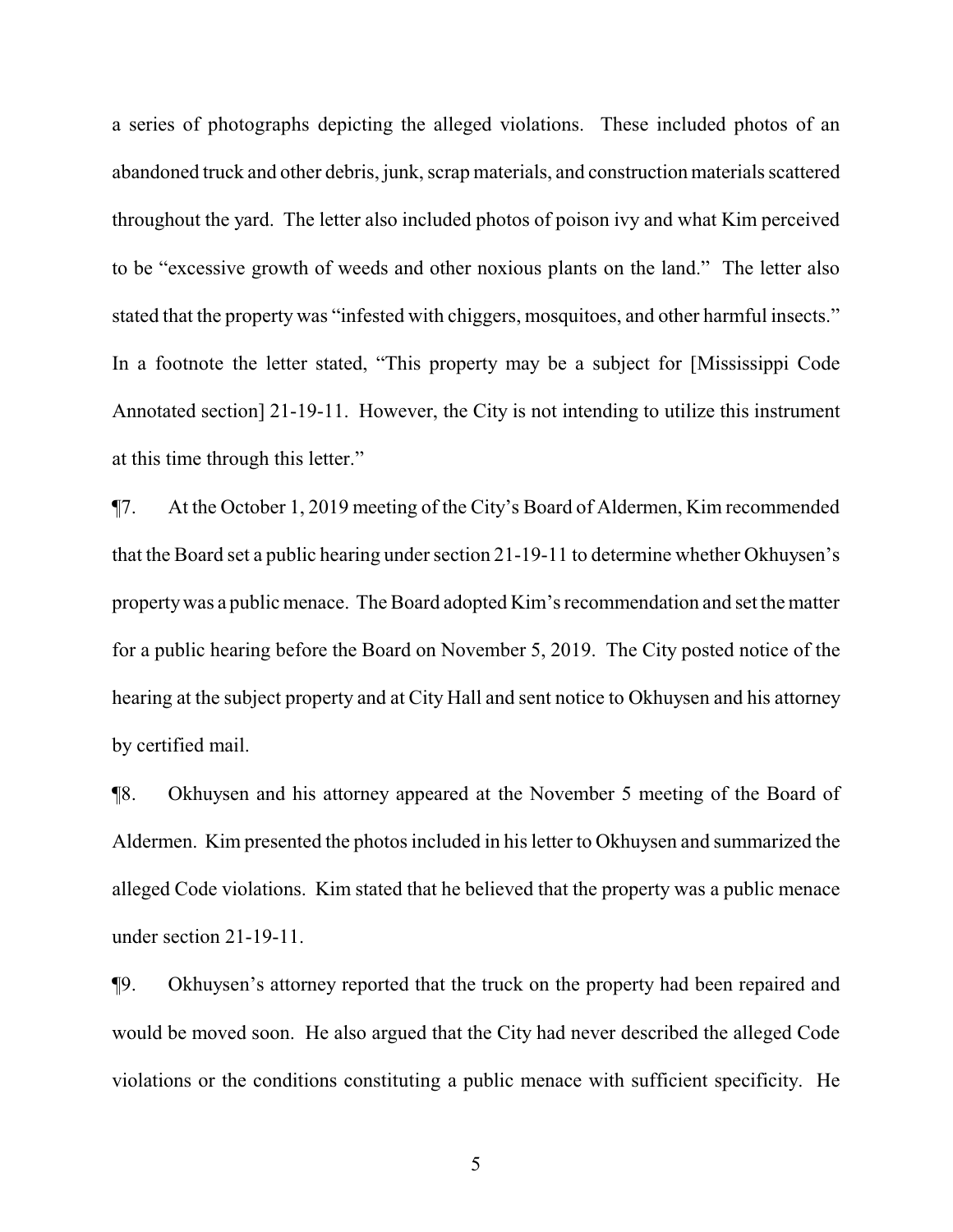a series of photographs depicting the alleged violations. These included photos of an abandoned truck and other debris, junk, scrap materials, and construction materials scattered throughout the yard. The letter also included photos of poison ivy and what Kim perceived to be "excessive growth of weeds and other noxious plants on the land." The letter also stated that the property was "infested with chiggers, mosquitoes, and other harmful insects." In a footnote the letter stated, "This property may be a subject for [Mississippi Code Annotated section] 21-19-11. However, the City is not intending to utilize this instrument at this time through this letter."

¶7. At the October 1, 2019 meeting of the City's Board of Aldermen, Kim recommended that the Board set a public hearing under section 21-19-11 to determine whether Okhuysen's property was a public menace. The Board adopted Kim's recommendation and set the matter for a public hearing before the Board on November 5, 2019. The City posted notice of the hearing at the subject property and at City Hall and sent notice to Okhuysen and his attorney by certified mail.

¶8. Okhuysen and his attorney appeared at the November 5 meeting of the Board of Aldermen. Kim presented the photos included in his letter to Okhuysen and summarized the alleged Code violations. Kim stated that he believed that the property was a public menace under section 21-19-11.

¶9. Okhuysen's attorney reported that the truck on the property had been repaired and would be moved soon. He also argued that the City had never described the alleged Code violations or the conditions constituting a public menace with sufficient specificity. He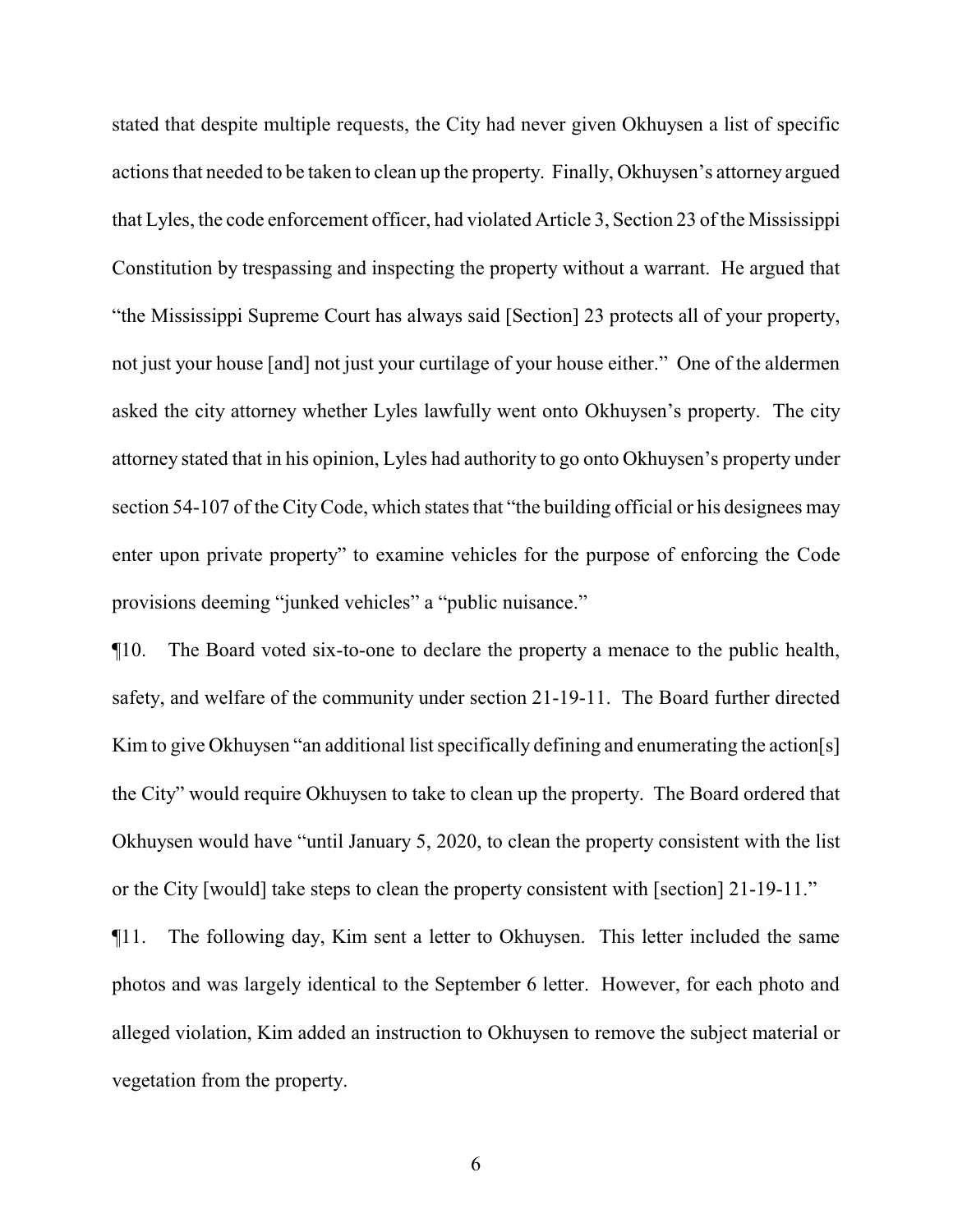stated that despite multiple requests, the City had never given Okhuysen a list of specific actions that needed to be taken to clean up the property. Finally, Okhuysen's attorney argued that Lyles, the code enforcement officer, had violated Article 3, Section 23 of the Mississippi Constitution by trespassing and inspecting the property without a warrant. He argued that "the Mississippi Supreme Court has always said [Section] 23 protects all of your property, not just your house [and] not just your curtilage of your house either." One of the aldermen asked the city attorney whether Lyles lawfully went onto Okhuysen's property. The city attorney stated that in his opinion, Lyles had authority to go onto Okhuysen's property under section 54-107 of the City Code, which states that "the building official or his designees may enter upon private property" to examine vehicles for the purpose of enforcing the Code provisions deeming "junked vehicles" a "public nuisance."

¶10. The Board voted six-to-one to declare the property a menace to the public health, safety, and welfare of the community under section 21-19-11. The Board further directed Kim to give Okhuysen "an additional list specifically defining and enumerating the action[s] the City" would require Okhuysen to take to clean up the property. The Board ordered that Okhuysen would have "until January 5, 2020, to clean the property consistent with the list or the City [would] take steps to clean the property consistent with [section] 21-19-11."

¶11. The following day, Kim sent a letter to Okhuysen. This letter included the same photos and was largely identical to the September 6 letter. However, for each photo and alleged violation, Kim added an instruction to Okhuysen to remove the subject material or vegetation from the property.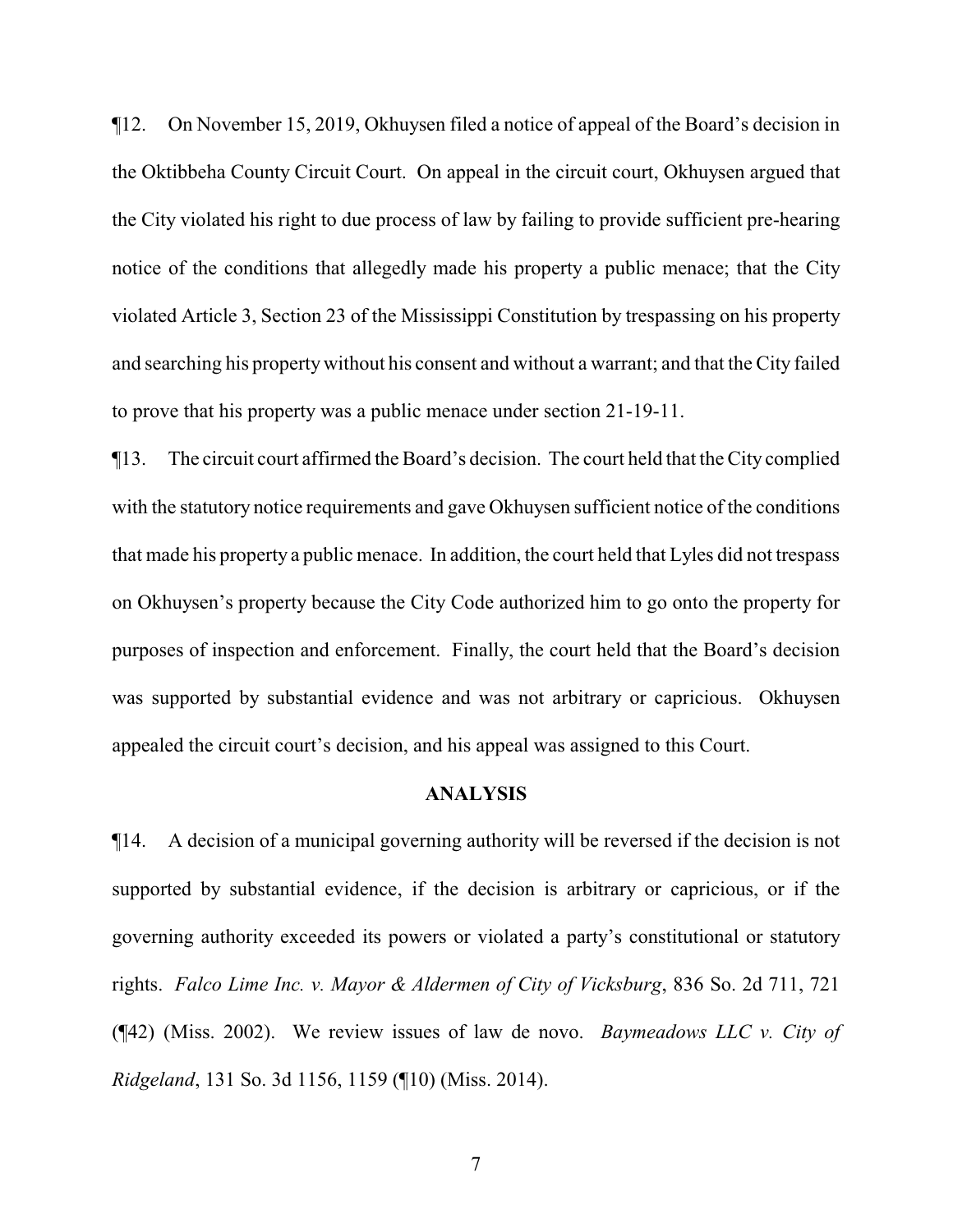¶12. On November 15, 2019, Okhuysen filed a notice of appeal of the Board's decision in the Oktibbeha County Circuit Court. On appeal in the circuit court, Okhuysen argued that the City violated his right to due process of law by failing to provide sufficient pre-hearing notice of the conditions that allegedly made his property a public menace; that the City violated Article 3, Section 23 of the Mississippi Constitution by trespassing on his property and searching his property without his consent and without a warrant; and that the City failed to prove that his property was a public menace under section 21-19-11.

¶13. The circuit court affirmed the Board's decision. The court held that the City complied with the statutory notice requirements and gave Okhuysen sufficient notice of the conditions that made his property a public menace. In addition, the court held that Lyles did not trespass on Okhuysen's property because the City Code authorized him to go onto the property for purposes of inspection and enforcement. Finally, the court held that the Board's decision was supported by substantial evidence and was not arbitrary or capricious. Okhuysen appealed the circuit court's decision, and his appeal was assigned to this Court.

## ANALYSIS

¶14. A decision of a municipal governing authority will be reversed if the decision is not supported by substantial evidence, if the decision is arbitrary or capricious, or if the governing authority exceeded its powers or violated a party's constitutional or statutory rights. *Falco Lime Inc. v. Mayor & Aldermen of City of Vicksburg*, 836 So. 2d 711, 721 (¶42) (Miss. 2002). We review issues of law de novo. *Baymeadows LLC v. City of Ridgeland*, 131 So. 3d 1156, 1159 (¶10) (Miss. 2014).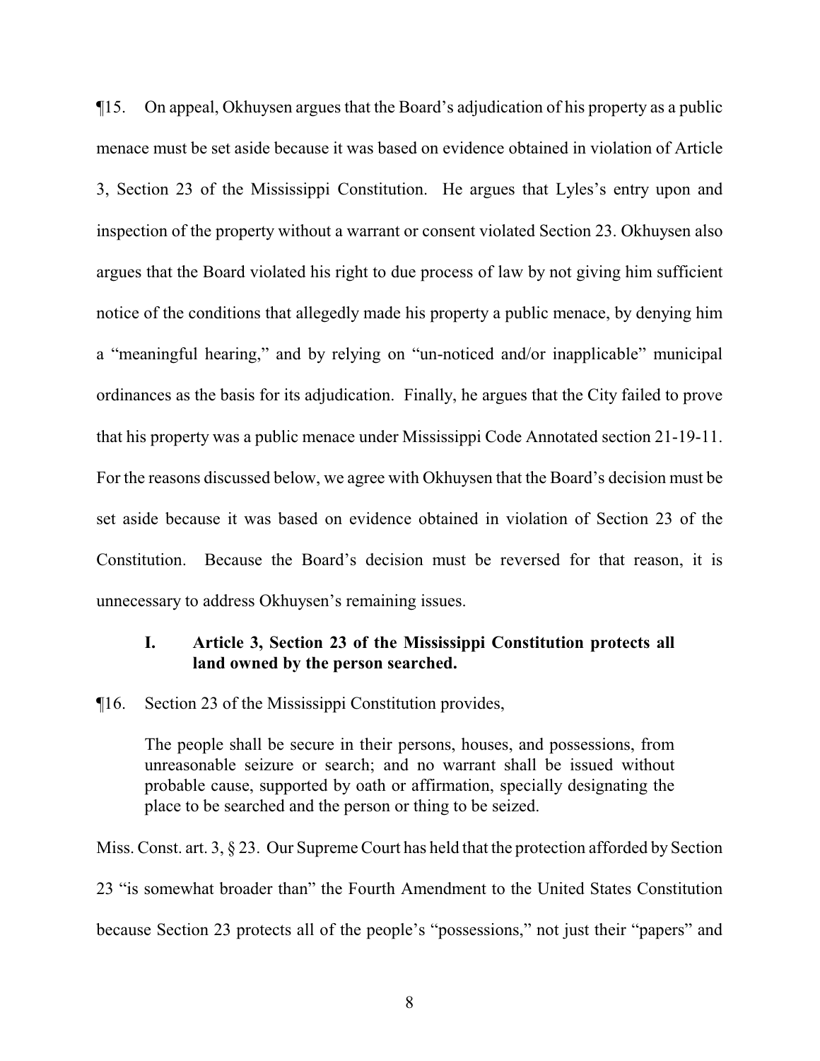¶15. On appeal, Okhuysen argues that the Board's adjudication of his property as a public menace must be set aside because it was based on evidence obtained in violation of Article 3, Section 23 of the Mississippi Constitution. He argues that Lyles's entry upon and inspection of the property without a warrant or consent violated Section 23. Okhuysen also argues that the Board violated his right to due process of law by not giving him sufficient notice of the conditions that allegedly made his property a public menace, by denying him a "meaningful hearing," and by relying on "un-noticed and/or inapplicable" municipal ordinances as the basis for its adjudication. Finally, he argues that the City failed to prove that his property was a public menace under Mississippi Code Annotated section 21-19-11. For the reasons discussed below, we agree with Okhuysen that the Board's decision must be set aside because it was based on evidence obtained in violation of Section 23 of the Constitution. Because the Board's decision must be reversed for that reason, it is unnecessary to address Okhuysen's remaining issues.

### I. Article 3, Section 23 of the Mississippi Constitution protects all land owned by the person searched.

¶16. Section 23 of the Mississippi Constitution provides,

> The people shall be secure in their persons, houses, and possessions, from unreasonable seizure or search; and no warrant shall be issued without probable cause, supported by oath or affirmation, specially designating the place to be searched and the person or thing to be seized.

Miss. Const. art. 3, § 23. Our Supreme Court has held that the protection afforded by Section 23 "is somewhat broader than" the Fourth Amendment to the United States Constitution because Section 23 protects all of the people's "possessions," not just their "papers" and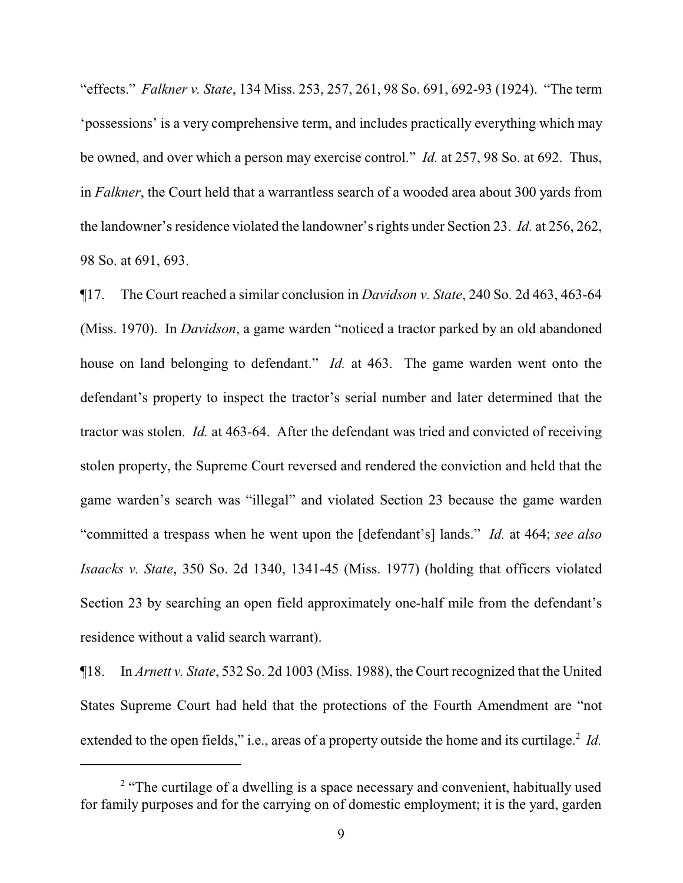"effects." *Falkner v. State*, 134 Miss. 253, 257, 261, 98 So. 691, 692-93 (1924). "The term 'possessions' is a very comprehensive term, and includes practically everything which may be owned, and over which a person may exercise control." *Id.* at 257, 98 So. at 692. Thus, in *Falkner*, the Court held that a warrantless search of a wooded area about 300 yards from the landowner's residence violated the landowner's rights under Section 23. *Id.* at 256, 262, 98 So. at 691, 693.

¶17. The Court reached a similar conclusion in *Davidson v. State*, 240 So. 2d 463, 463-64 (Miss. 1970). In *Davidson*, a game warden "noticed a tractor parked by an old abandoned house on land belonging to defendant." *Id.* at 463. The game warden went onto the defendant's property to inspect the tractor's serial number and later determined that the tractor was stolen. *Id.* at 463-64. After the defendant was tried and convicted of receiving stolen property, the Supreme Court reversed and rendered the conviction and held that the game warden's search was "illegal" and violated Section 23 because the game warden "committed a trespass when he went upon the [defendant's] lands." *Id.* at 464; *see also Isaacks v. State*, 350 So. 2d 1340, 1341-45 (Miss. 1977) (holding that officers violated Section 23 by searching an open field approximately one-half mile from the defendant's residence without a valid search warrant).

¶18. In *Arnett v. State*, 532 So. 2d 1003 (Miss. 1988), the Court recognized that the United States Supreme Court had held that the protections of the Fourth Amendment are "not extended to the open fields," i.e., areas of a property outside the home and its curtilage.[2] *Id.*

[2] "The curtilage of a dwelling is a space necessary and convenient, habitually used for family purposes and for the carrying on of domestic employment; it is the yard, garden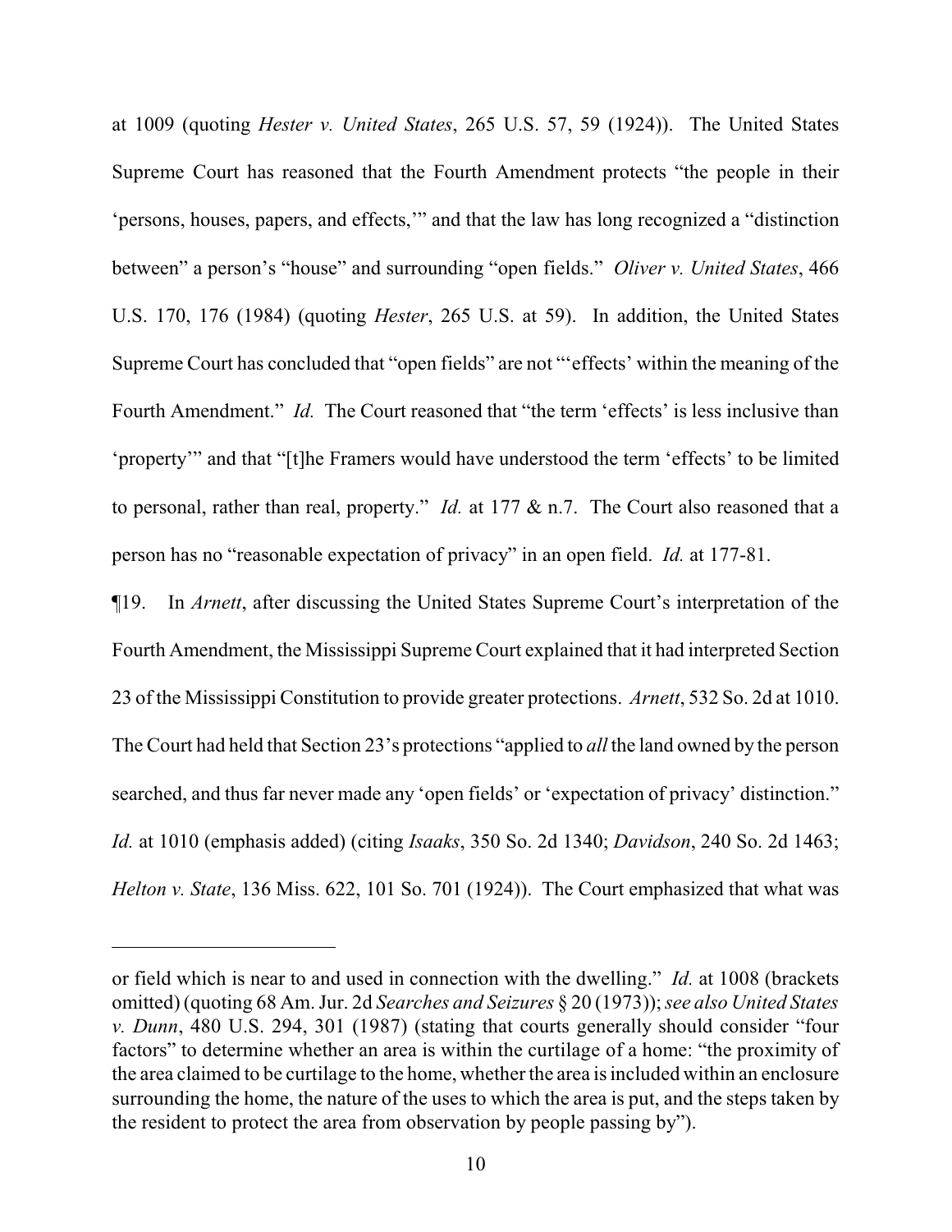at 1009 (quoting *Hester v. United States*, 265 U.S. 57, 59 (1924)). The United States Supreme Court has reasoned that the Fourth Amendment protects "the people in their 'persons, houses, papers, and effects,'" and that the law has long recognized a "distinction between" a person's "house" and surrounding "open fields." *Oliver v. United States*, 466 U.S. 170, 176 (1984) (quoting *Hester*, 265 U.S. at 59). In addition, the United States Supreme Court has concluded that "open fields" are not "'effects' within the meaning of the Fourth Amendment." *Id.* The Court reasoned that "the term 'effects' is less inclusive than 'property'" and that "[t]he Framers would have understood the term 'effects' to be limited to personal, rather than real, property." *Id.* at 177 & n.7. The Court also reasoned that a person has no "reasonable expectation of privacy" in an open field. *Id.* at 177-81.

¶19. In *Arnett*, after discussing the United States Supreme Court's interpretation of the Fourth Amendment, the Mississippi Supreme Court explained that it had interpreted Section 23 of the Mississippi Constitution to provide greater protections. *Arnett*, 532 So. 2d at 1010. The Court had held that Section 23's protections "applied to *all* the land owned by the person searched, and thus far never made any 'open fields' or 'expectation of privacy' distinction." *Id.* at 1010 (emphasis added) (citing *Isaaks*, 350 So. 2d 1340; *Davidson*, 240 So. 2d 1463; *Helton v. State*, 136 Miss. 622, 101 So. 701 (1924)). The Court emphasized that what was

---

or field which is near to and used in connection with the dwelling." *Id.* at 1008 (brackets omitted) (quoting 68 Am. Jur. 2d *Searches and Seizures* § 20 (1973)); *see also United States v. Dunn*, 480 U.S. 294, 301 (1987) (stating that courts generally should consider "four factors" to determine whether an area is within the curtilage of a home: "the proximity of the area claimed to be curtilage to the home, whether the area is included within an enclosure surrounding the home, the nature of the uses to which the area is put, and the steps taken by the resident to protect the area from observation by people passing by").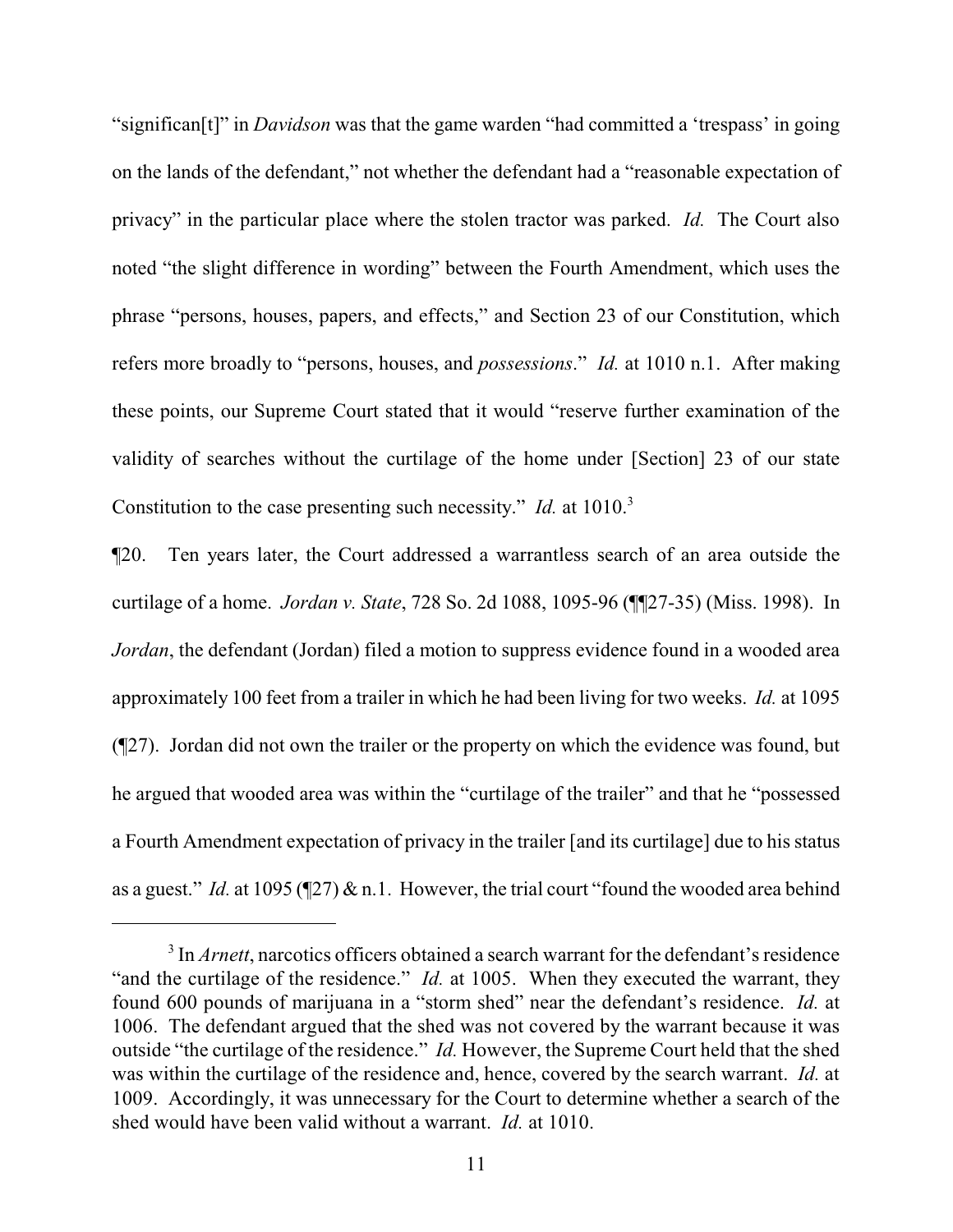"significan[t]" in *Davidson* was that the game warden "had committed a 'trespass' in going on the lands of the defendant," not whether the defendant had a "reasonable expectation of privacy" in the particular place where the stolen tractor was parked. *Id.* The Court also noted "the slight difference in wording" between the Fourth Amendment, which uses the phrase "persons, houses, papers, and effects," and Section 23 of our Constitution, which refers more broadly to "persons, houses, and *possessions*." *Id.* at 1010 n.1. After making these points, our Supreme Court stated that it would "reserve further examination of the validity of searches without the curtilage of the home under [Section] 23 of our state Constitution to the case presenting such necessity." *Id.* at 1010.[3]

¶20. Ten years later, the Court addressed a warrantless search of an area outside the curtilage of a home. *Jordan v. State*, 728 So. 2d 1088, 1095-96 (¶¶27-35) (Miss. 1998). In *Jordan*, the defendant (Jordan) filed a motion to suppress evidence found in a wooded area approximately 100 feet from a trailer in which he had been living for two weeks. *Id.* at 1095 (¶27). Jordan did not own the trailer or the property on which the evidence was found, but he argued that wooded area was within the "curtilage of the trailer" and that he "possessed a Fourth Amendment expectation of privacy in the trailer [and its curtilage] due to his status as a guest." *Id.* at 1095 (¶27) & n.1. However, the trial court "found the wooded area behind

[3] In *Arnett*, narcotics officers obtained a search warrant for the defendant's residence "and the curtilage of the residence." *Id.* at 1005. When they executed the warrant, they found 600 pounds of marijuana in a "storm shed" near the defendant's residence. *Id.* at 1006. The defendant argued that the shed was not covered by the warrant because it was outside "the curtilage of the residence." *Id.* However, the Supreme Court held that the shed was within the curtilage of the residence and, hence, covered by the search warrant. *Id.* at 1009. Accordingly, it was unnecessary for the Court to determine whether a search of the shed would have been valid without a warrant. *Id.* at 1010.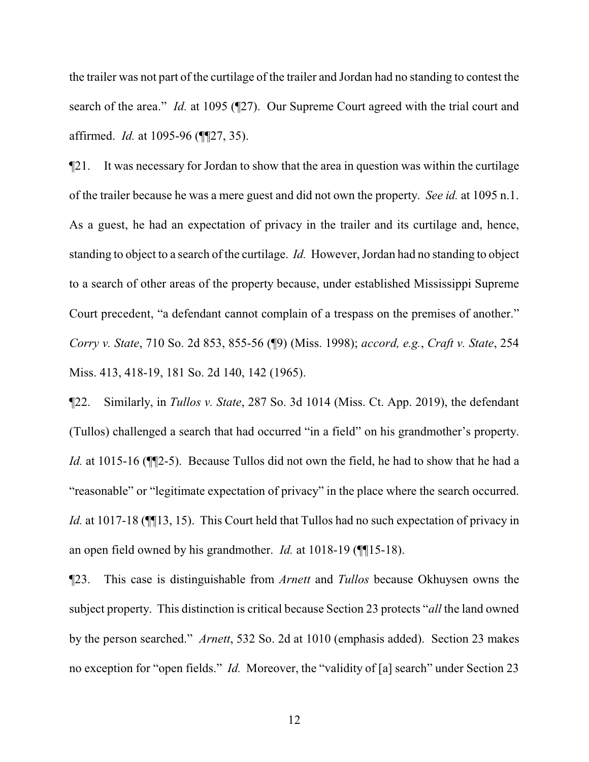the trailer was not part of the curtilage of the trailer and Jordan had no standing to contest the search of the area." *Id.* at 1095 (¶27). Our Supreme Court agreed with the trial court and affirmed. *Id.* at 1095-96 (¶¶27, 35).

¶21. It was necessary for Jordan to show that the area in question was within the curtilage of the trailer because he was a mere guest and did not own the property. *See id.* at 1095 n.1. As a guest, he had an expectation of privacy in the trailer and its curtilage and, hence, standing to object to a search of the curtilage. *Id.* However, Jordan had no standing to object to a search of other areas of the property because, under established Mississippi Supreme Court precedent, "a defendant cannot complain of a trespass on the premises of another." *Corry v. State*, 710 So. 2d 853, 855-56 (¶9) (Miss. 1998); *accord, e.g.*, *Craft v. State*, 254 Miss. 413, 418-19, 181 So. 2d 140, 142 (1965).

¶22. Similarly, in *Tullos v. State*, 287 So. 3d 1014 (Miss. Ct. App. 2019), the defendant (Tullos) challenged a search that had occurred "in a field" on his grandmother's property. *Id.* at 1015-16 (¶¶2-5). Because Tullos did not own the field, he had to show that he had a "reasonable" or "legitimate expectation of privacy" in the place where the search occurred. *Id.* at 1017-18 (¶¶13, 15). This Court held that Tullos had no such expectation of privacy in an open field owned by his grandmother. *Id.* at 1018-19 (¶¶15-18).

¶23. This case is distinguishable from *Arnett* and *Tullos* because Okhuysen owns the subject property. This distinction is critical because Section 23 protects "*all* the land owned by the person searched." *Arnett*, 532 So. 2d at 1010 (emphasis added). Section 23 makes no exception for "open fields." *Id.* Moreover, the "validity of [a] search" under Section 23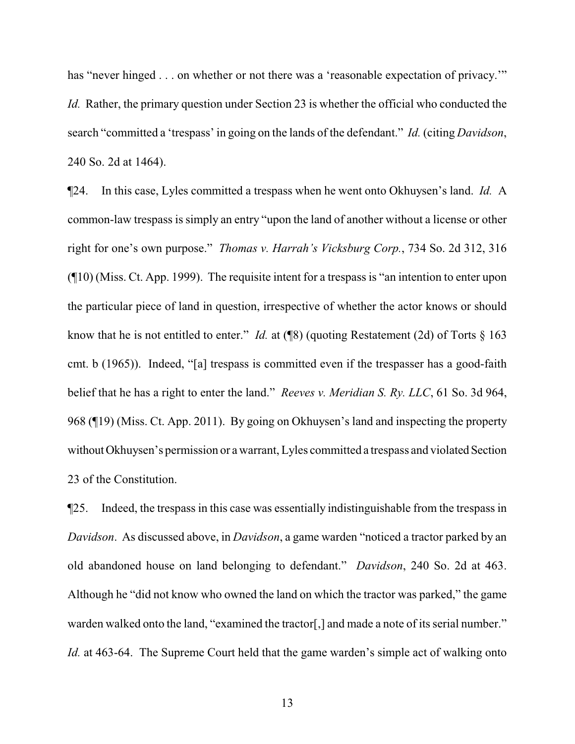has "never hinged . . . on whether or not there was a 'reasonable expectation of privacy.'" *Id.* Rather, the primary question under Section 23 is whether the official who conducted the search "committed a 'trespass' in going on the lands of the defendant." *Id.* (citing *Davidson*, 240 So. 2d at 1464).

¶24. In this case, Lyles committed a trespass when he went onto Okhuysen's land. *Id.* A common-law trespass is simply an entry "upon the land of another without a license or other right for one's own purpose." *Thomas v. Harrah's Vicksburg Corp.*, 734 So. 2d 312, 316 (¶10) (Miss. Ct. App. 1999). The requisite intent for a trespass is "an intention to enter upon the particular piece of land in question, irrespective of whether the actor knows or should know that he is not entitled to enter." *Id.* at (¶8) (quoting Restatement (2d) of Torts § 163 cmt. b (1965)). Indeed, "[a] trespass is committed even if the trespasser has a good-faith belief that he has a right to enter the land." *Reeves v. Meridian S. Ry. LLC*, 61 So. 3d 964, 968 (¶19) (Miss. Ct. App. 2011). By going on Okhuysen's land and inspecting the property without Okhuysen's permission or a warrant, Lyles committed a trespass and violated Section 23 of the Constitution.

¶25. Indeed, the trespass in this case was essentially indistinguishable from the trespass in *Davidson*. As discussed above, in *Davidson*, a game warden "noticed a tractor parked by an old abandoned house on land belonging to defendant." *Davidson*, 240 So. 2d at 463. Although he "did not know who owned the land on which the tractor was parked," the game warden walked onto the land, "examined the tractor[,] and made a note of its serial number." *Id.* at 463-64. The Supreme Court held that the game warden's simple act of walking onto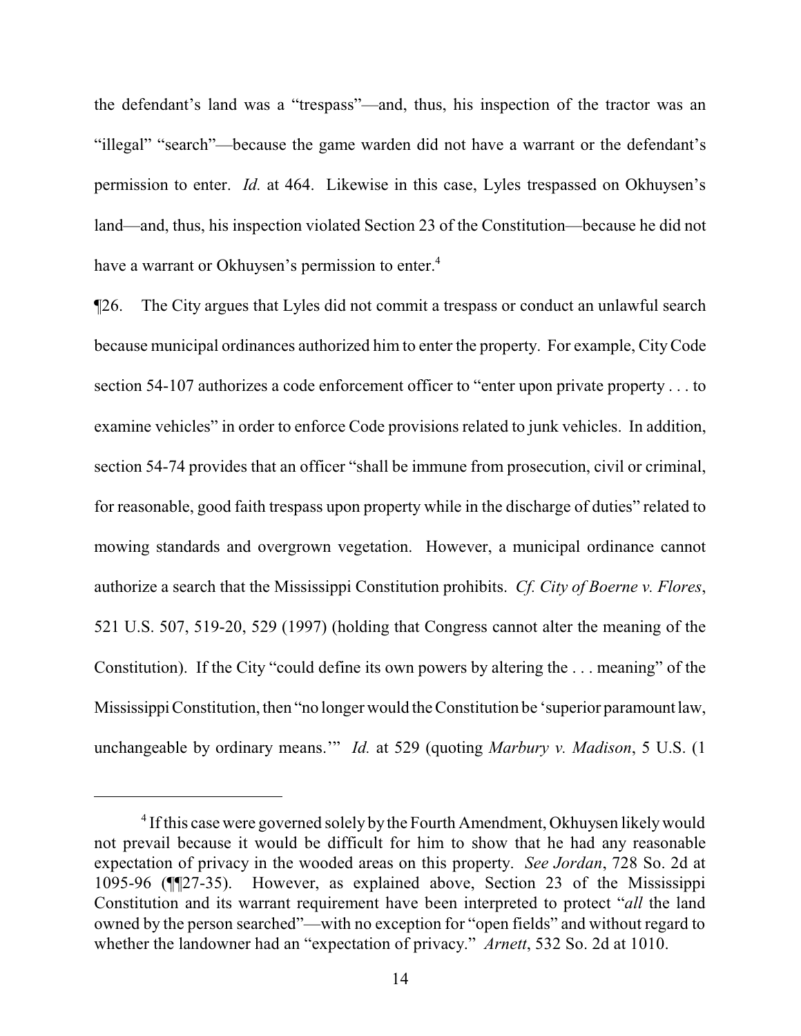the defendant's land was a "trespass"—and, thus, his inspection of the tractor was an "illegal" "search"—because the game warden did not have a warrant or the defendant's permission to enter. *Id.* at 464. Likewise in this case, Lyles trespassed on Okhuysen's land—and, thus, his inspection violated Section 23 of the Constitution—because he did not have a warrant or Okhuysen's permission to enter.[4]

¶26. The City argues that Lyles did not commit a trespass or conduct an unlawful search because municipal ordinances authorized him to enter the property. For example, City Code section 54-107 authorizes a code enforcement officer to "enter upon private property . . . to examine vehicles" in order to enforce Code provisions related to junk vehicles. In addition, section 54-74 provides that an officer "shall be immune from prosecution, civil or criminal, for reasonable, good faith trespass upon property while in the discharge of duties" related to mowing standards and overgrown vegetation. However, a municipal ordinance cannot authorize a search that the Mississippi Constitution prohibits. *Cf. City of Boerne v. Flores*, 521 U.S. 507, 519-20, 529 (1997) (holding that Congress cannot alter the meaning of the Constitution). If the City "could define its own powers by altering the . . . meaning" of the Mississippi Constitution, then "no longer would the Constitution be 'superior paramount law, unchangeable by ordinary means.'" *Id.* at 529 (quoting *Marbury v. Madison*, 5 U.S. (1

---

[4] If this case were governed solely by the Fourth Amendment, Okhuysen likely would not prevail because it would be difficult for him to show that he had any reasonable expectation of privacy in the wooded areas on this property. *See Jordan*, 728 So. 2d at 1095-96 (¶¶27-35). However, as explained above, Section 23 of the Mississippi Constitution and its warrant requirement have been interpreted to protect "*all* the land owned by the person searched"—with no exception for "open fields" and without regard to whether the landowner had an "expectation of privacy." *Arnett*, 532 So. 2d at 1010.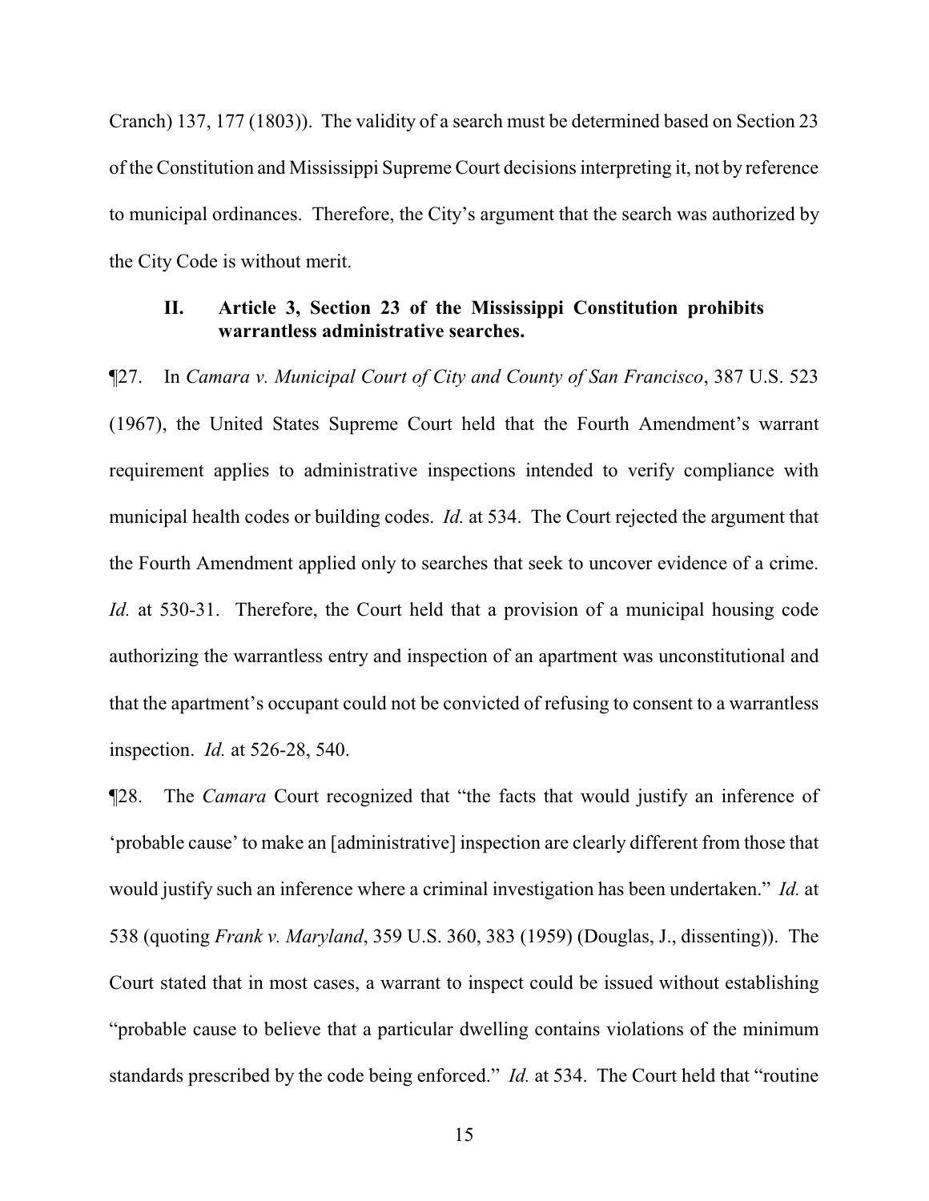Cranch) 137, 177 (1803)). The validity of a search must be determined based on Section 23 of the Constitution and Mississippi Supreme Court decisions interpreting it, not by reference to municipal ordinances. Therefore, the City's argument that the search was authorized by the City Code is without merit.

## II. Article 3, Section 23 of the Mississippi Constitution prohibits warrantless administrative searches.

¶27. In *Camara v. Municipal Court of City and County of San Francisco*, 387 U.S. 523 (1967), the United States Supreme Court held that the Fourth Amendment's warrant requirement applies to administrative inspections intended to verify compliance with municipal health codes or building codes. *Id.* at 534. The Court rejected the argument that the Fourth Amendment applied only to searches that seek to uncover evidence of a crime. *Id.* at 530-31. Therefore, the Court held that a provision of a municipal housing code authorizing the warrantless entry and inspection of an apartment was unconstitutional and that the apartment's occupant could not be convicted of refusing to consent to a warrantless inspection. *Id.* at 526-28, 540.

¶28. The *Camara* Court recognized that "the facts that would justify an inference of 'probable cause' to make an [administrative] inspection are clearly different from those that would justify such an inference where a criminal investigation has been undertaken." *Id.* at 538 (quoting *Frank v. Maryland*, 359 U.S. 360, 383 (1959) (Douglas, J., dissenting)). The Court stated that in most cases, a warrant to inspect could be issued without establishing "probable cause to believe that a particular dwelling contains violations of the minimum standards prescribed by the code being enforced." *Id.* at 534. The Court held that "routine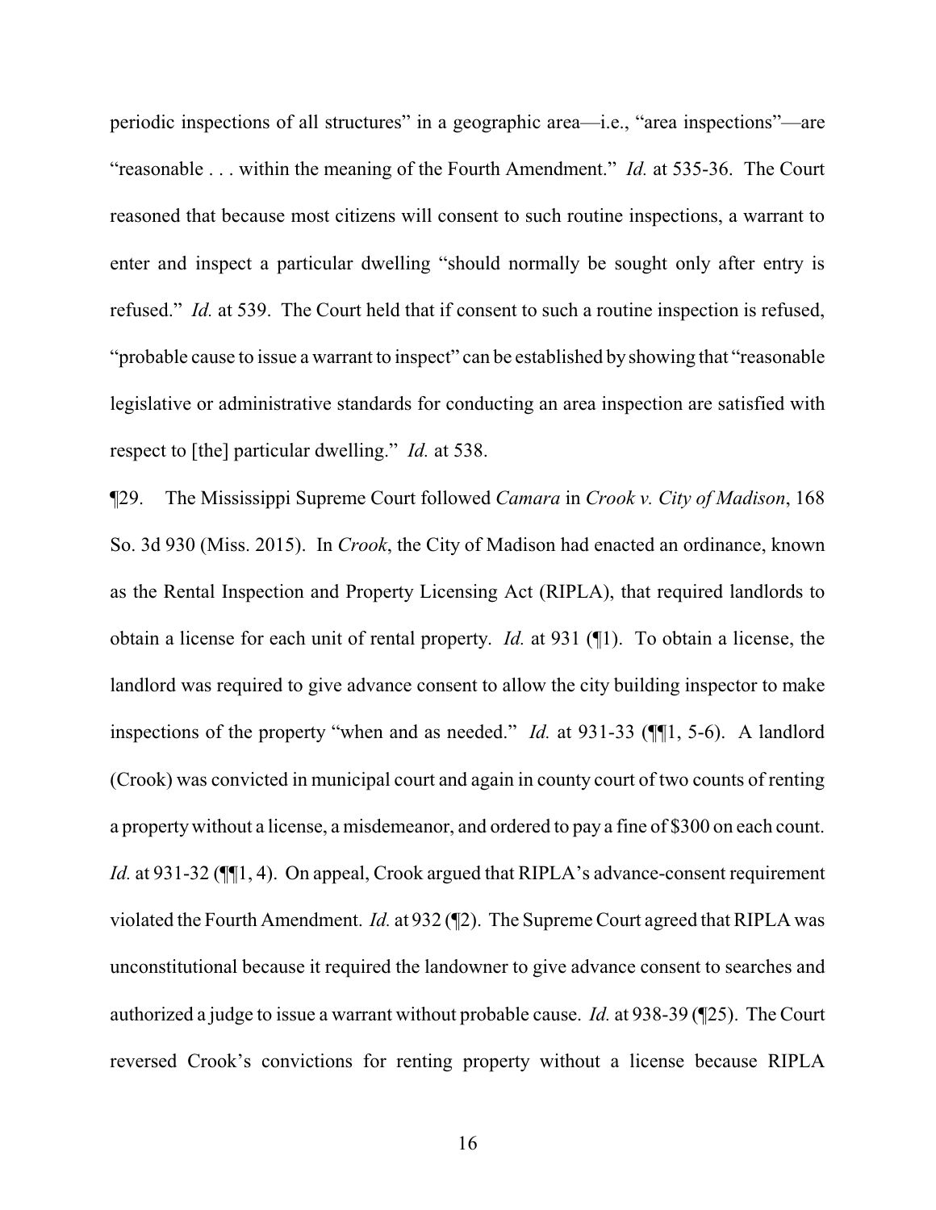periodic inspections of all structures" in a geographic area—i.e., "area inspections"—are "reasonable . . . within the meaning of the Fourth Amendment." *Id.* at 535-36. The Court reasoned that because most citizens will consent to such routine inspections, a warrant to enter and inspect a particular dwelling "should normally be sought only after entry is refused." *Id.* at 539. The Court held that if consent to such a routine inspection is refused, "probable cause to issue a warrant to inspect" can be established by showing that "reasonable legislative or administrative standards for conducting an area inspection are satisfied with respect to [the] particular dwelling." *Id.* at 538.

¶29. The Mississippi Supreme Court followed *Camara* in *Crook v. City of Madison*, 168 So. 3d 930 (Miss. 2015). In *Crook*, the City of Madison had enacted an ordinance, known as the Rental Inspection and Property Licensing Act (RIPLA), that required landlords to obtain a license for each unit of rental property. *Id.* at 931 (¶1). To obtain a license, the landlord was required to give advance consent to allow the city building inspector to make inspections of the property "when and as needed." *Id.* at 931-33 (¶¶1, 5-6). A landlord (Crook) was convicted in municipal court and again in county court of two counts of renting a property without a license, a misdemeanor, and ordered to pay a fine of $300 on each count. *Id.* at 931-32 (¶¶1, 4). On appeal, Crook argued that RIPLA's advance-consent requirement violated the Fourth Amendment. *Id.* at 932 (¶2). The Supreme Court agreed that RIPLA was unconstitutional because it required the landowner to give advance consent to searches and authorized a judge to issue a warrant without probable cause. *Id.* at 938-39 (¶25). The Court reversed Crook's convictions for renting property without a license because RIPLA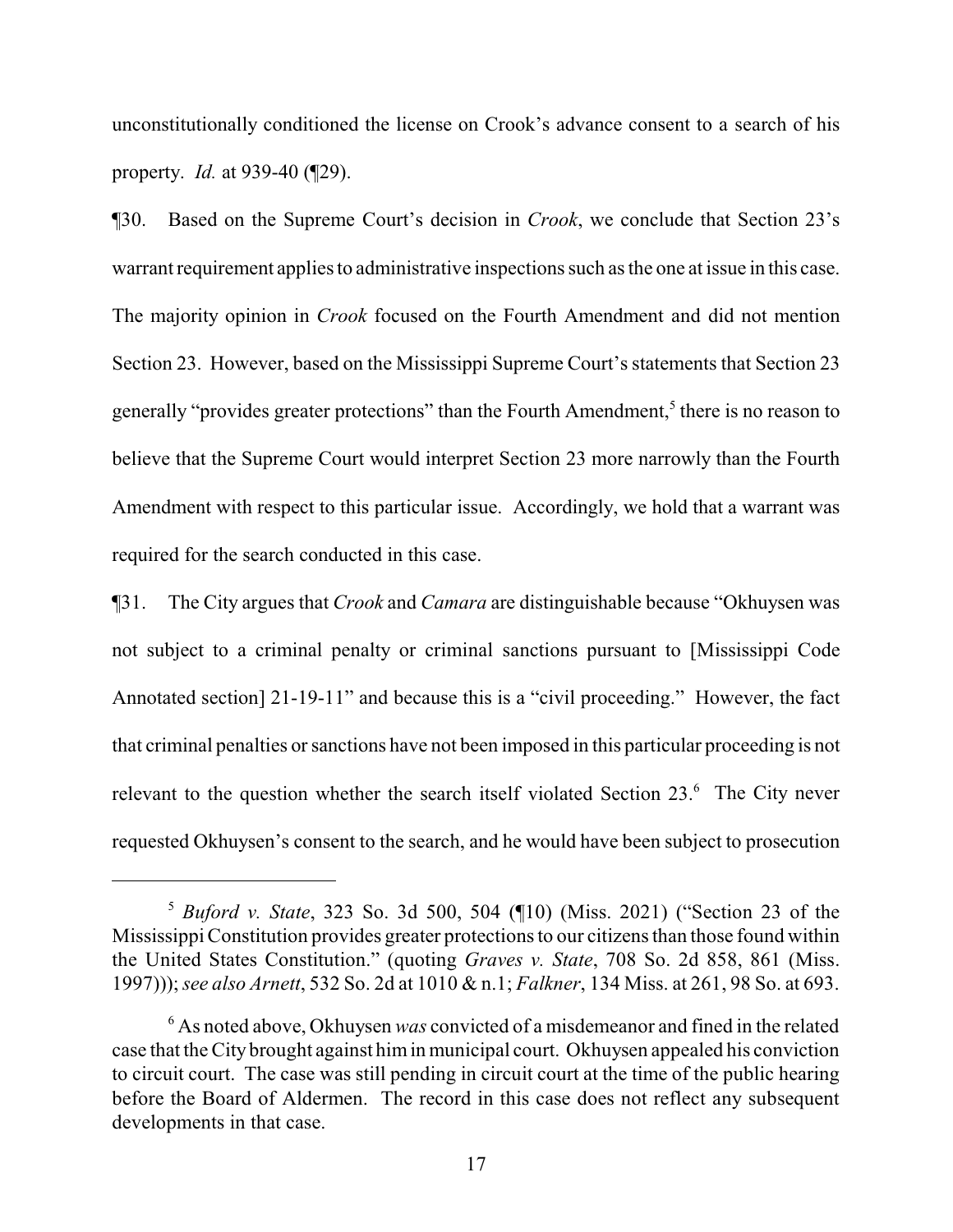unconstitutionally conditioned the license on Crook's advance consent to a search of his property. *Id.* at 939-40 (¶29).

¶30. Based on the Supreme Court's decision in *Crook*, we conclude that Section 23's warrant requirement applies to administrative inspections such as the one at issue in this case. The majority opinion in *Crook* focused on the Fourth Amendment and did not mention Section 23. However, based on the Mississippi Supreme Court's statements that Section 23 generally "provides greater protections" than the Fourth Amendment,[5] there is no reason to believe that the Supreme Court would interpret Section 23 more narrowly than the Fourth Amendment with respect to this particular issue. Accordingly, we hold that a warrant was required for the search conducted in this case.

¶31. The City argues that *Crook* and *Camara* are distinguishable because "Okhuysen was not subject to a criminal penalty or criminal sanctions pursuant to [Mississippi Code Annotated section] 21-19-11" and because this is a "civil proceeding." However, the fact that criminal penalties or sanctions have not been imposed in this particular proceeding is not relevant to the question whether the search itself violated Section 23.[6] The City never requested Okhuysen's consent to the search, and he would have been subject to prosecution

---

[5] *Buford v. State*, 323 So. 3d 500, 504 (¶10) (Miss. 2021) ("Section 23 of the Mississippi Constitution provides greater protections to our citizens than those found within the United States Constitution." (quoting *Graves v. State*, 708 So. 2d 858, 861 (Miss. 1997))); *see also Arnett*, 532 So. 2d at 1010 & n.1; *Falkner*, 134 Miss. at 261, 98 So. at 693.

[6] As noted above, Okhuysen *was* convicted of a misdemeanor and fined in the related case that the City brought against him in municipal court. Okhuysen appealed his conviction to circuit court. The case was still pending in circuit court at the time of the public hearing before the Board of Aldermen. The record in this case does not reflect any subsequent developments in that case.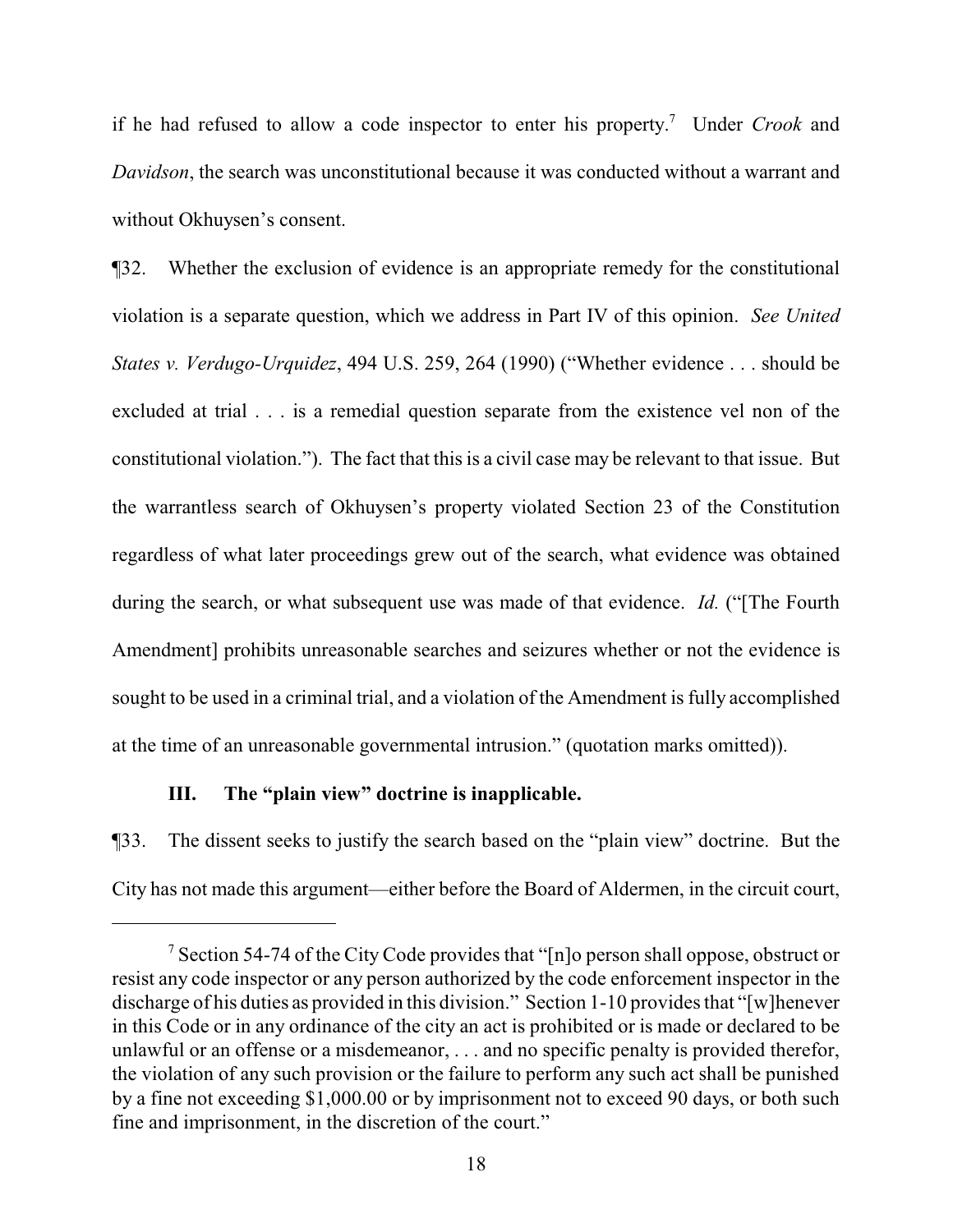if he had refused to allow a code inspector to enter his property.[7] Under *Crook* and *Davidson*, the search was unconstitutional because it was conducted without a warrant and without Okhuysen's consent.

¶32. Whether the exclusion of evidence is an appropriate remedy for the constitutional violation is a separate question, which we address in Part IV of this opinion. *See United States v. Verdugo-Urquidez*, 494 U.S. 259, 264 (1990) ("Whether evidence . . . should be excluded at trial . . . is a remedial question separate from the existence vel non of the constitutional violation."). The fact that this is a civil case may be relevant to that issue. But the warrantless search of Okhuysen's property violated Section 23 of the Constitution regardless of what later proceedings grew out of the search, what evidence was obtained during the search, or what subsequent use was made of that evidence. *Id.* ("[The Fourth Amendment] prohibits unreasonable searches and seizures whether or not the evidence is sought to be used in a criminal trial, and a violation of the Amendment is fully accomplished at the time of an unreasonable governmental intrusion." (quotation marks omitted)).

### III. The "plain view" doctrine is inapplicable.

¶33. The dissent seeks to justify the search based on the "plain view" doctrine. But the City has not made this argument—either before the Board of Aldermen, in the circuit court,

---

[7] Section 54-74 of the City Code provides that "[n]o person shall oppose, obstruct or resist any code inspector or any person authorized by the code enforcement inspector in the discharge of his duties as provided in this division." Section 1-10 provides that "[w]henever in this Code or in any ordinance of the city an act is prohibited or is made or declared to be unlawful or an offense or a misdemeanor, . . . and no specific penalty is provided therefor, the violation of any such provision or the failure to perform any such act shall be punished by a fine not exceeding $1,000.00 or by imprisonment not to exceed 90 days, or both such fine and imprisonment, in the discretion of the court."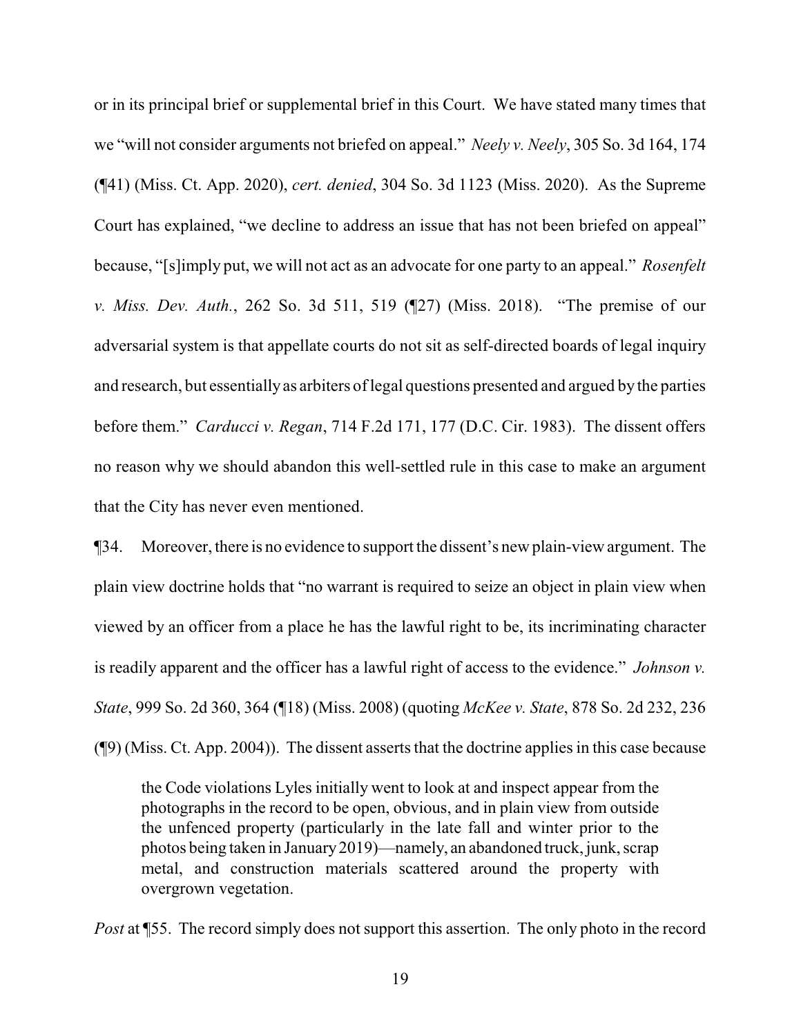or in its principal brief or supplemental brief in this Court. We have stated many times that we "will not consider arguments not briefed on appeal." *Neely v. Neely*, 305 So. 3d 164, 174 (¶41) (Miss. Ct. App. 2020), *cert. denied*, 304 So. 3d 1123 (Miss. 2020). As the Supreme Court has explained, "we decline to address an issue that has not been briefed on appeal" because, "[s]imply put, we will not act as an advocate for one party to an appeal." *Rosenfelt v. Miss. Dev. Auth.*, 262 So. 3d 511, 519 (¶27) (Miss. 2018). "The premise of our adversarial system is that appellate courts do not sit as self-directed boards of legal inquiry and research, but essentially as arbiters of legal questions presented and argued by the parties before them." *Carducci v. Regan*, 714 F.2d 171, 177 (D.C. Cir. 1983). The dissent offers no reason why we should abandon this well-settled rule in this case to make an argument that the City has never even mentioned.

¶34. Moreover, there is no evidence to support the dissent's new plain-view argument. The plain view doctrine holds that "no warrant is required to seize an object in plain view when viewed by an officer from a place he has the lawful right to be, its incriminating character is readily apparent and the officer has a lawful right of access to the evidence." *Johnson v. State*, 999 So. 2d 360, 364 (¶18) (Miss. 2008) (quoting *McKee v. State*, 878 So. 2d 232, 236 (¶9) (Miss. Ct. App. 2004)). The dissent asserts that the doctrine applies in this case because

> the Code violations Lyles initially went to look at and inspect appear from the photographs in the record to be open, obvious, and in plain view from outside the unfenced property (particularly in the late fall and winter prior to the photos being taken in January 2019)—namely, an abandoned truck, junk, scrap metal, and construction materials scattered around the property with overgrown vegetation.

*Post* at ¶55. The record simply does not support this assertion. The only photo in the record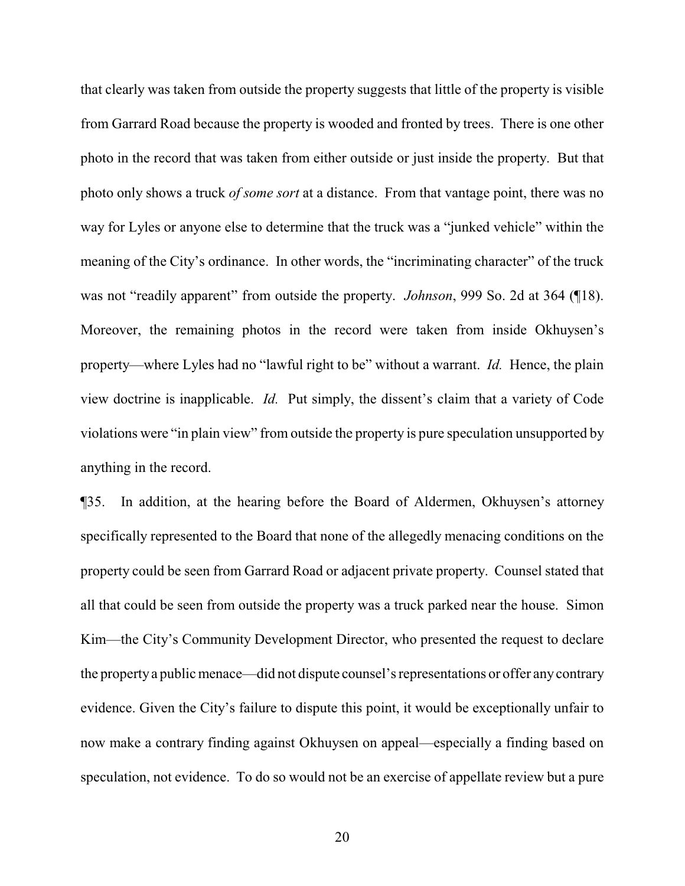that clearly was taken from outside the property suggests that little of the property is visible from Garrard Road because the property is wooded and fronted by trees. There is one other photo in the record that was taken from either outside or just inside the property. But that photo only shows a truck *of some sort* at a distance. From that vantage point, there was no way for Lyles or anyone else to determine that the truck was a "junked vehicle" within the meaning of the City's ordinance. In other words, the "incriminating character" of the truck was not "readily apparent" from outside the property. *Johnson*, 999 So. 2d at 364 (¶18). Moreover, the remaining photos in the record were taken from inside Okhuysen's property—where Lyles had no "lawful right to be" without a warrant. *Id.* Hence, the plain view doctrine is inapplicable. *Id.* Put simply, the dissent's claim that a variety of Code violations were "in plain view" from outside the property is pure speculation unsupported by anything in the record.

¶35. In addition, at the hearing before the Board of Aldermen, Okhuysen's attorney specifically represented to the Board that none of the allegedly menacing conditions on the property could be seen from Garrard Road or adjacent private property. Counsel stated that all that could be seen from outside the property was a truck parked near the house. Simon Kim—the City's Community Development Director, who presented the request to declare the property a public menace—did not dispute counsel's representations or offer any contrary evidence. Given the City's failure to dispute this point, it would be exceptionally unfair to now make a contrary finding against Okhuysen on appeal—especially a finding based on speculation, not evidence. To do so would not be an exercise of appellate review but a pure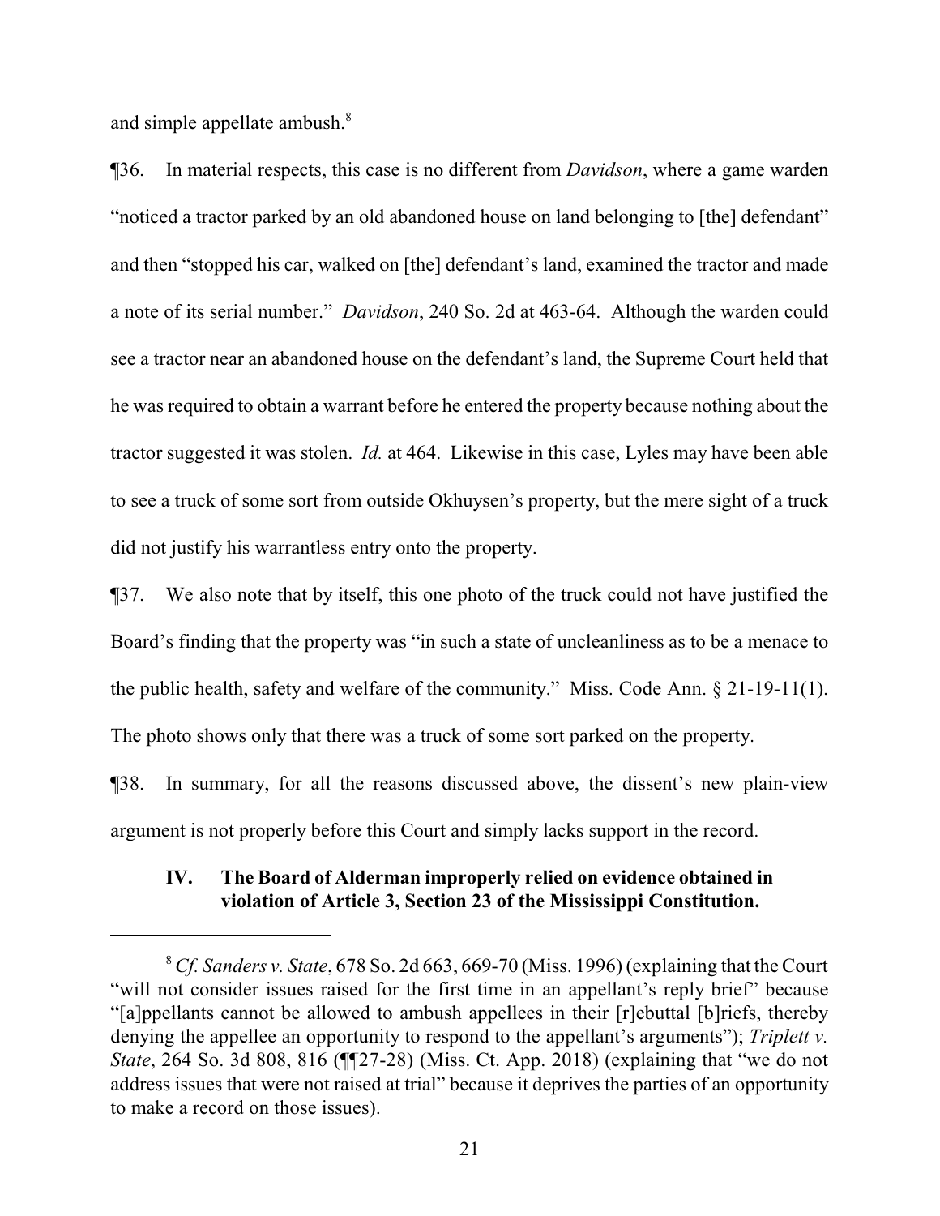and simple appellate ambush.[8]

¶36. In material respects, this case is no different from *Davidson*, where a game warden "noticed a tractor parked by an old abandoned house on land belonging to [the] defendant" and then "stopped his car, walked on [the] defendant's land, examined the tractor and made a note of its serial number." *Davidson*, 240 So. 2d at 463-64. Although the warden could see a tractor near an abandoned house on the defendant's land, the Supreme Court held that he was required to obtain a warrant before he entered the property because nothing about the tractor suggested it was stolen. *Id.* at 464. Likewise in this case, Lyles may have been able to see a truck of some sort from outside Okhuysen's property, but the mere sight of a truck did not justify his warrantless entry onto the property.

¶37. We also note that by itself, this one photo of the truck could not have justified the Board's finding that the property was "in such a state of uncleanliness as to be a menace to the public health, safety and welfare of the community." Miss. Code Ann. § 21-19-11(1). The photo shows only that there was a truck of some sort parked on the property.

¶38. In summary, for all the reasons discussed above, the dissent's new plain-view argument is not properly before this Court and simply lacks support in the record.

### IV. The Board of Alderman improperly relied on evidence obtained in violation of Article 3, Section 23 of the Mississippi Constitution.

[8] *Cf. Sanders v. State*, 678 So. 2d 663, 669-70 (Miss. 1996) (explaining that the Court "will not consider issues raised for the first time in an appellant's reply brief" because "[a]ppellants cannot be allowed to ambush appellees in their [r]ebuttal [b]riefs, thereby denying the appellee an opportunity to respond to the appellant's arguments"); *Triplett v. State*, 264 So. 3d 808, 816 (¶¶27-28) (Miss. Ct. App. 2018) (explaining that "we do not address issues that were not raised at trial" because it deprives the parties of an opportunity to make a record on those issues).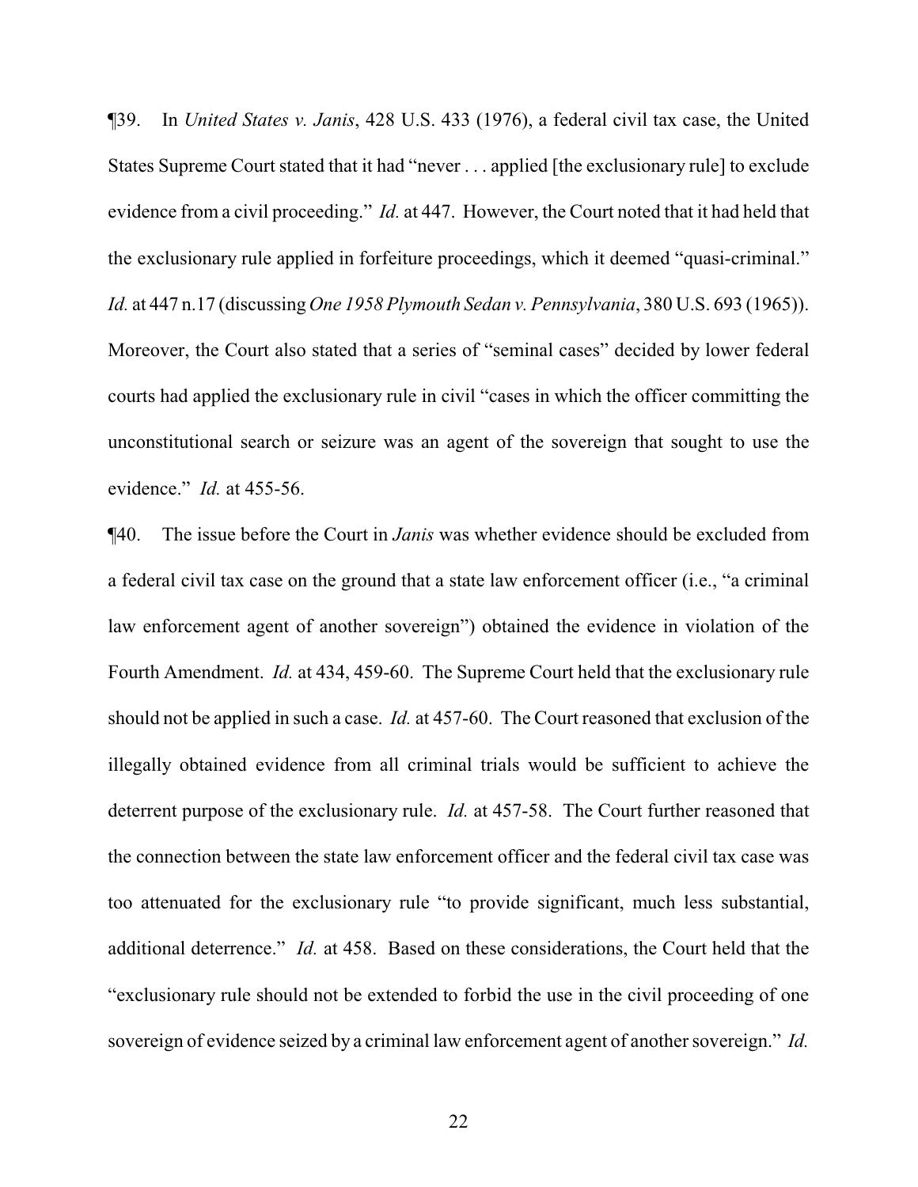¶39. In *United States v. Janis*, 428 U.S. 433 (1976), a federal civil tax case, the United States Supreme Court stated that it had "never . . . applied [the exclusionary rule] to exclude evidence from a civil proceeding." *Id.* at 447. However, the Court noted that it had held that the exclusionary rule applied in forfeiture proceedings, which it deemed "quasi-criminal." *Id.* at 447 n.17 (discussing *One 1958 Plymouth Sedan v. Pennsylvania*, 380 U.S. 693 (1965)). Moreover, the Court also stated that a series of "seminal cases" decided by lower federal courts had applied the exclusionary rule in civil "cases in which the officer committing the unconstitutional search or seizure was an agent of the sovereign that sought to use the evidence." *Id.* at 455-56.

¶40. The issue before the Court in *Janis* was whether evidence should be excluded from a federal civil tax case on the ground that a state law enforcement officer (i.e., "a criminal law enforcement agent of another sovereign") obtained the evidence in violation of the Fourth Amendment. *Id.* at 434, 459-60. The Supreme Court held that the exclusionary rule should not be applied in such a case. *Id.* at 457-60. The Court reasoned that exclusion of the illegally obtained evidence from all criminal trials would be sufficient to achieve the deterrent purpose of the exclusionary rule. *Id.* at 457-58. The Court further reasoned that the connection between the state law enforcement officer and the federal civil tax case was too attenuated for the exclusionary rule "to provide significant, much less substantial, additional deterrence." *Id.* at 458. Based on these considerations, the Court held that the "exclusionary rule should not be extended to forbid the use in the civil proceeding of one sovereign of evidence seized by a criminal law enforcement agent of another sovereign." *Id.*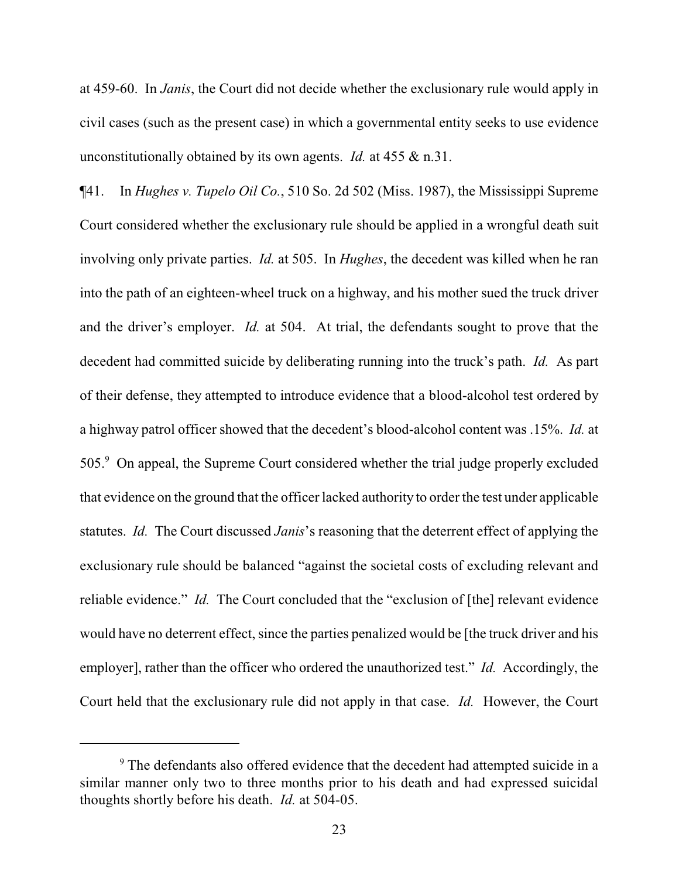at 459-60. In *Janis*, the Court did not decide whether the exclusionary rule would apply in civil cases (such as the present case) in which a governmental entity seeks to use evidence unconstitutionally obtained by its own agents. *Id.* at 455 & n.31.

¶41. In *Hughes v. Tupelo Oil Co.*, 510 So. 2d 502 (Miss. 1987), the Mississippi Supreme Court considered whether the exclusionary rule should be applied in a wrongful death suit involving only private parties. *Id.* at 505. In *Hughes*, the decedent was killed when he ran into the path of an eighteen-wheel truck on a highway, and his mother sued the truck driver and the driver's employer. *Id.* at 504. At trial, the defendants sought to prove that the decedent had committed suicide by deliberating running into the truck's path. *Id.* As part of their defense, they attempted to introduce evidence that a blood-alcohol test ordered by a highway patrol officer showed that the decedent's blood-alcohol content was .15%. *Id.* at 505.[9] On appeal, the Supreme Court considered whether the trial judge properly excluded that evidence on the ground that the officer lacked authority to order the test under applicable statutes. *Id.* The Court discussed *Janis*'s reasoning that the deterrent effect of applying the exclusionary rule should be balanced "against the societal costs of excluding relevant and reliable evidence." *Id.* The Court concluded that the "exclusion of [the] relevant evidence would have no deterrent effect, since the parties penalized would be [the truck driver and his employer], rather than the officer who ordered the unauthorized test." *Id.* Accordingly, the Court held that the exclusionary rule did not apply in that case. *Id.* However, the Court

[9] The defendants also offered evidence that the decedent had attempted suicide in a similar manner only two to three months prior to his death and had expressed suicidal thoughts shortly before his death. *Id.* at 504-05.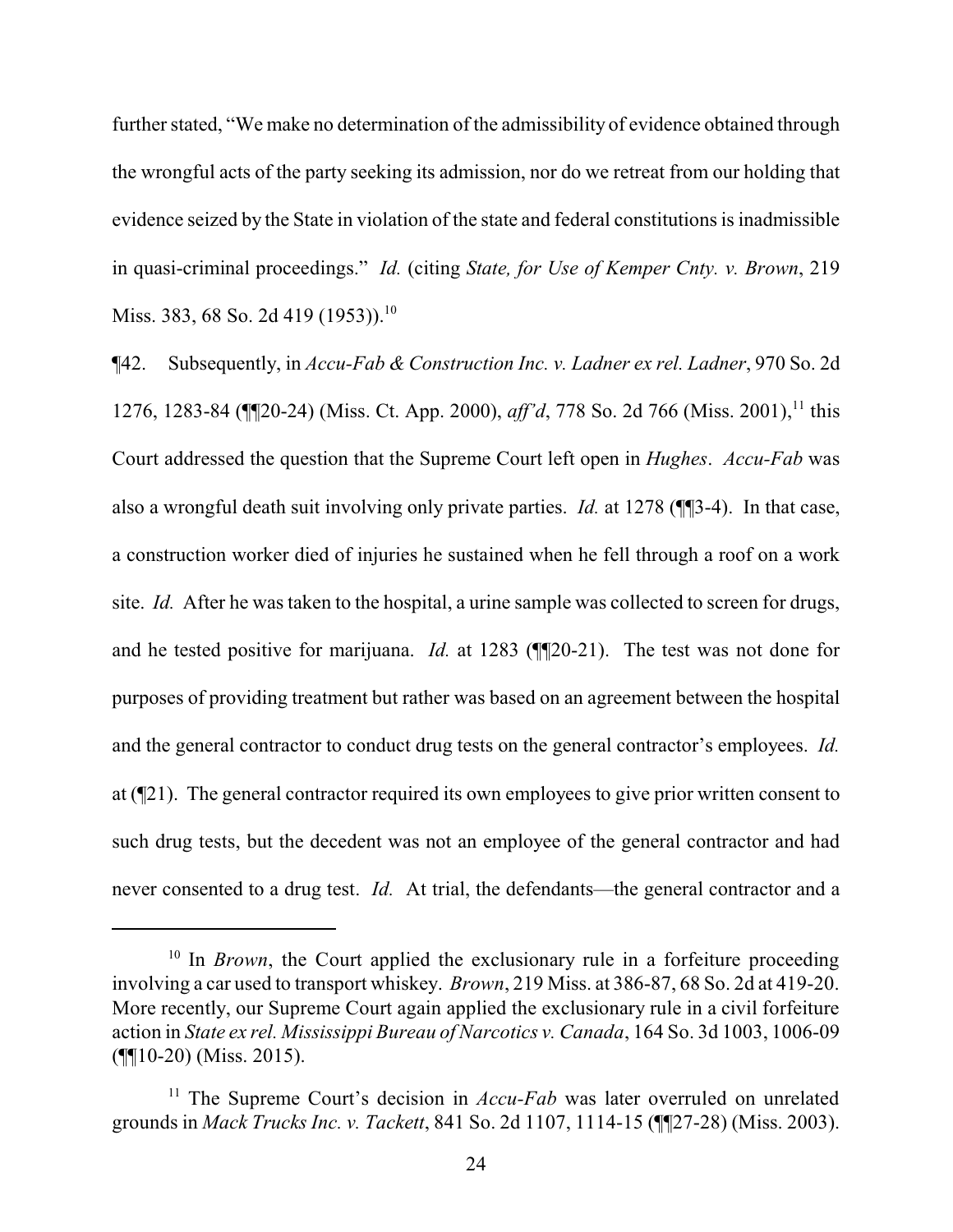further stated, "We make no determination of the admissibility of evidence obtained through the wrongful acts of the party seeking its admission, nor do we retreat from our holding that evidence seized by the State in violation of the state and federal constitutions is inadmissible in quasi-criminal proceedings." *Id.* (citing *State, for Use of Kemper Cnty. v. Brown*, 219 Miss. 383, 68 So. 2d 419 (1953)).[10]

¶42. Subsequently, in *Accu-Fab & Construction Inc. v. Ladner ex rel. Ladner*, 970 So. 2d 1276, 1283-84 (¶¶20-24) (Miss. Ct. App. 2000), *aff'd*, 778 So. 2d 766 (Miss. 2001),[11] this Court addressed the question that the Supreme Court left open in *Hughes*. *Accu-Fab* was also a wrongful death suit involving only private parties. *Id.* at 1278 (¶¶3-4). In that case, a construction worker died of injuries he sustained when he fell through a roof on a work site. *Id.* After he was taken to the hospital, a urine sample was collected to screen for drugs, and he tested positive for marijuana. *Id.* at 1283 (¶¶20-21). The test was not done for purposes of providing treatment but rather was based on an agreement between the hospital and the general contractor to conduct drug tests on the general contractor's employees. *Id.* at (¶21). The general contractor required its own employees to give prior written consent to such drug tests, but the decedent was not an employee of the general contractor and had never consented to a drug test. *Id.* At trial, the defendants—the general contractor and a

---

[10] In *Brown*, the Court applied the exclusionary rule in a forfeiture proceeding involving a car used to transport whiskey. *Brown*, 219 Miss. at 386-87, 68 So. 2d at 419-20. More recently, our Supreme Court again applied the exclusionary rule in a civil forfeiture action in *State ex rel. Mississippi Bureau of Narcotics v. Canada*, 164 So. 3d 1003, 1006-09 (¶¶10-20) (Miss. 2015).

[11] The Supreme Court's decision in *Accu-Fab* was later overruled on unrelated grounds in *Mack Trucks Inc. v. Tackett*, 841 So. 2d 1107, 1114-15 (¶¶27-28) (Miss. 2003).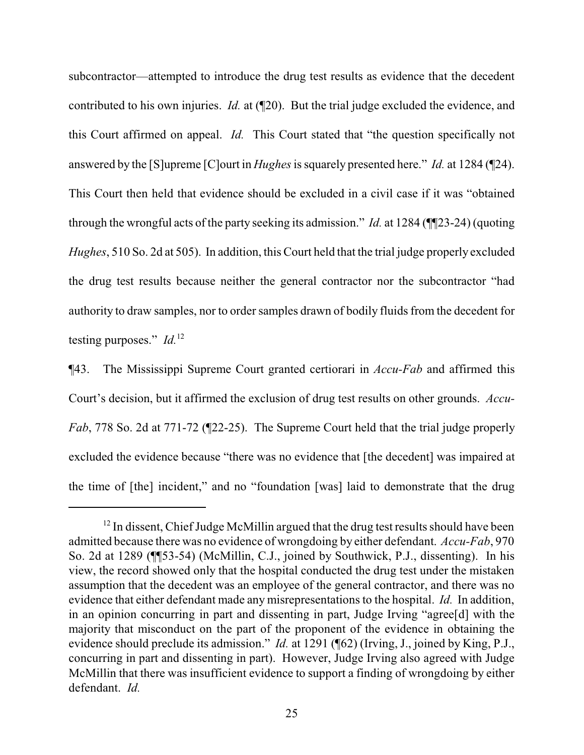subcontractor—attempted to introduce the drug test results as evidence that the decedent contributed to his own injuries. *Id.* at (¶20). But the trial judge excluded the evidence, and this Court affirmed on appeal. *Id.* This Court stated that "the question specifically not answered by the [S]upreme [C]ourt in *Hughes* is squarely presented here." *Id.* at 1284 (¶24). This Court then held that evidence should be excluded in a civil case if it was "obtained through the wrongful acts of the party seeking its admission." *Id.* at 1284 (¶¶23-24) (quoting *Hughes*, 510 So. 2d at 505). In addition, this Court held that the trial judge properly excluded the drug test results because neither the general contractor nor the subcontractor "had authority to draw samples, nor to order samples drawn of bodily fluids from the decedent for testing purposes." *Id.*[12]

¶43. The Mississippi Supreme Court granted certiorari in *Accu-Fab* and affirmed this Court's decision, but it affirmed the exclusion of drug test results on other grounds. *Accu-Fab*, 778 So. 2d at 771-72 (¶22-25). The Supreme Court held that the trial judge properly excluded the evidence because "there was no evidence that [the decedent] was impaired at the time of [the] incident," and no "foundation [was] laid to demonstrate that the drug

---

[12] In dissent, Chief Judge McMillin argued that the drug test results should have been admitted because there was no evidence of wrongdoing by either defendant. *Accu-Fab*, 970 So. 2d at 1289 (¶¶53-54) (McMillin, C.J., joined by Southwick, P.J., dissenting). In his view, the record showed only that the hospital conducted the drug test under the mistaken assumption that the decedent was an employee of the general contractor, and there was no evidence that either defendant made any misrepresentations to the hospital. *Id.* In addition, in an opinion concurring in part and dissenting in part, Judge Irving "agree[d] with the majority that misconduct on the part of the proponent of the evidence in obtaining the evidence should preclude its admission." *Id.* at 1291 (¶62) (Irving, J., joined by King, P.J., concurring in part and dissenting in part). However, Judge Irving also agreed with Judge McMillin that there was insufficient evidence to support a finding of wrongdoing by either defendant. *Id.*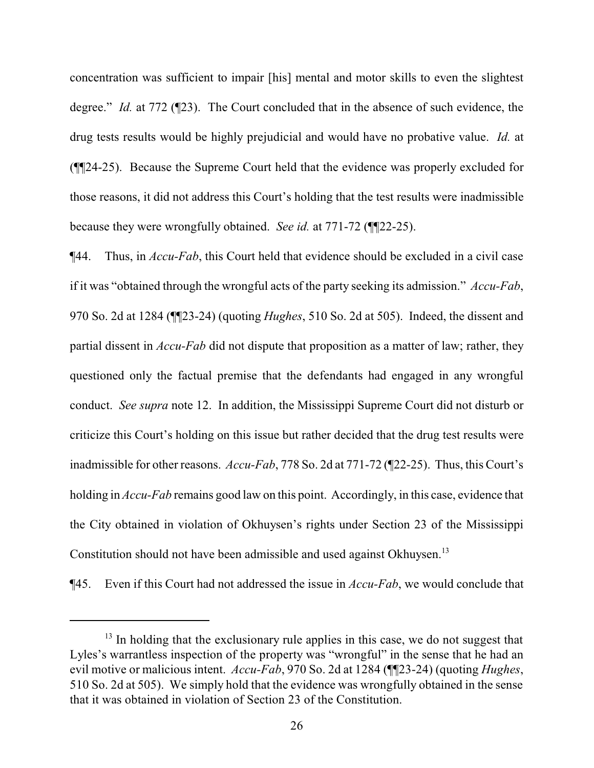concentration was sufficient to impair [his] mental and motor skills to even the slightest degree." *Id.* at 772 (¶23). The Court concluded that in the absence of such evidence, the drug tests results would be highly prejudicial and would have no probative value. *Id.* at (¶¶24-25). Because the Supreme Court held that the evidence was properly excluded for those reasons, it did not address this Court's holding that the test results were inadmissible because they were wrongfully obtained. *See id.* at 771-72 (¶¶22-25).

¶44. Thus, in *Accu-Fab*, this Court held that evidence should be excluded in a civil case if it was "obtained through the wrongful acts of the party seeking its admission." *Accu-Fab*, 970 So. 2d at 1284 (¶¶23-24) (quoting *Hughes*, 510 So. 2d at 505). Indeed, the dissent and partial dissent in *Accu-Fab* did not dispute that proposition as a matter of law; rather, they questioned only the factual premise that the defendants had engaged in any wrongful conduct. *See supra* note 12. In addition, the Mississippi Supreme Court did not disturb or criticize this Court's holding on this issue but rather decided that the drug test results were inadmissible for other reasons. *Accu-Fab*, 778 So. 2d at 771-72 (¶22-25). Thus, this Court's holding in *Accu-Fab* remains good law on this point. Accordingly, in this case, evidence that the City obtained in violation of Okhuysen's rights under Section 23 of the Mississippi Constitution should not have been admissible and used against Okhuysen.[13]

¶45. Even if this Court had not addressed the issue in *Accu-Fab*, we would conclude that

---

[13] In holding that the exclusionary rule applies in this case, we do not suggest that Lyles's warrantless inspection of the property was "wrongful" in the sense that he had an evil motive or malicious intent. *Accu-Fab*, 970 So. 2d at 1284 (¶¶23-24) (quoting *Hughes*, 510 So. 2d at 505). We simply hold that the evidence was wrongfully obtained in the sense that it was obtained in violation of Section 23 of the Constitution.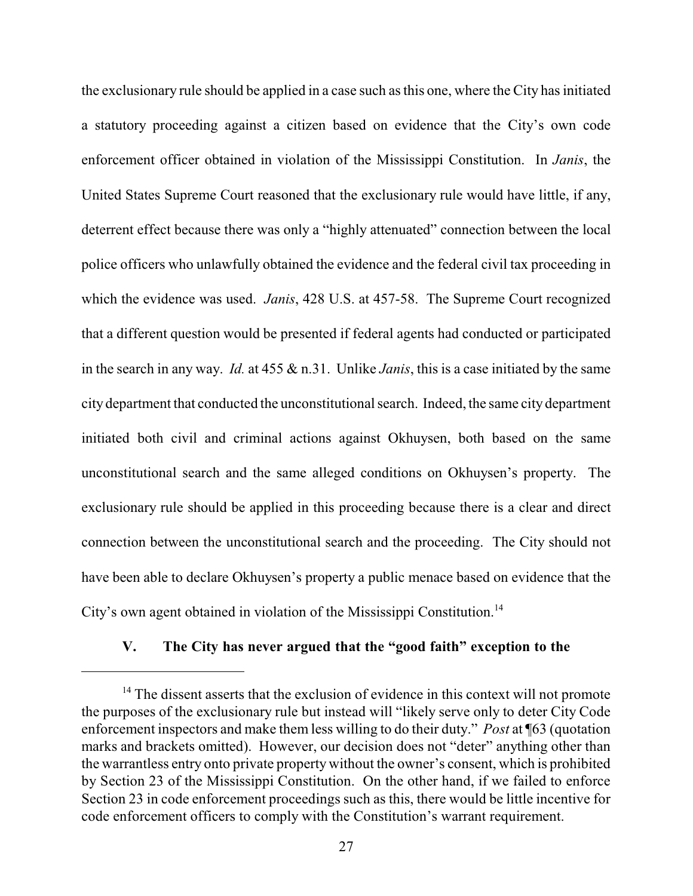the exclusionary rule should be applied in a case such as this one, where the City has initiated a statutory proceeding against a citizen based on evidence that the City's own code enforcement officer obtained in violation of the Mississippi Constitution. In *Janis*, the United States Supreme Court reasoned that the exclusionary rule would have little, if any, deterrent effect because there was only a "highly attenuated" connection between the local police officers who unlawfully obtained the evidence and the federal civil tax proceeding in which the evidence was used. *Janis*, 428 U.S. at 457-58. The Supreme Court recognized that a different question would be presented if federal agents had conducted or participated in the search in any way. *Id.* at 455 & n.31. Unlike *Janis*, this is a case initiated by the same city department that conducted the unconstitutional search. Indeed, the same city department initiated both civil and criminal actions against Okhuysen, both based on the same unconstitutional search and the same alleged conditions on Okhuysen's property. The exclusionary rule should be applied in this proceeding because there is a clear and direct connection between the unconstitutional search and the proceeding. The City should not have been able to declare Okhuysen's property a public menace based on evidence that the City's own agent obtained in violation of the Mississippi Constitution.[14]

## V. The City has never argued that the "good faith" exception to the

---

[14] The dissent asserts that the exclusion of evidence in this context will not promote the purposes of the exclusionary rule but instead will "likely serve only to deter City Code enforcement inspectors and make them less willing to do their duty." *Post* at ¶63 (quotation marks and brackets omitted). However, our decision does not "deter" anything other than the warrantless entry onto private property without the owner's consent, which is prohibited by Section 23 of the Mississippi Constitution. On the other hand, if we failed to enforce Section 23 in code enforcement proceedings such as this, there would be little incentive for code enforcement officers to comply with the Constitution's warrant requirement.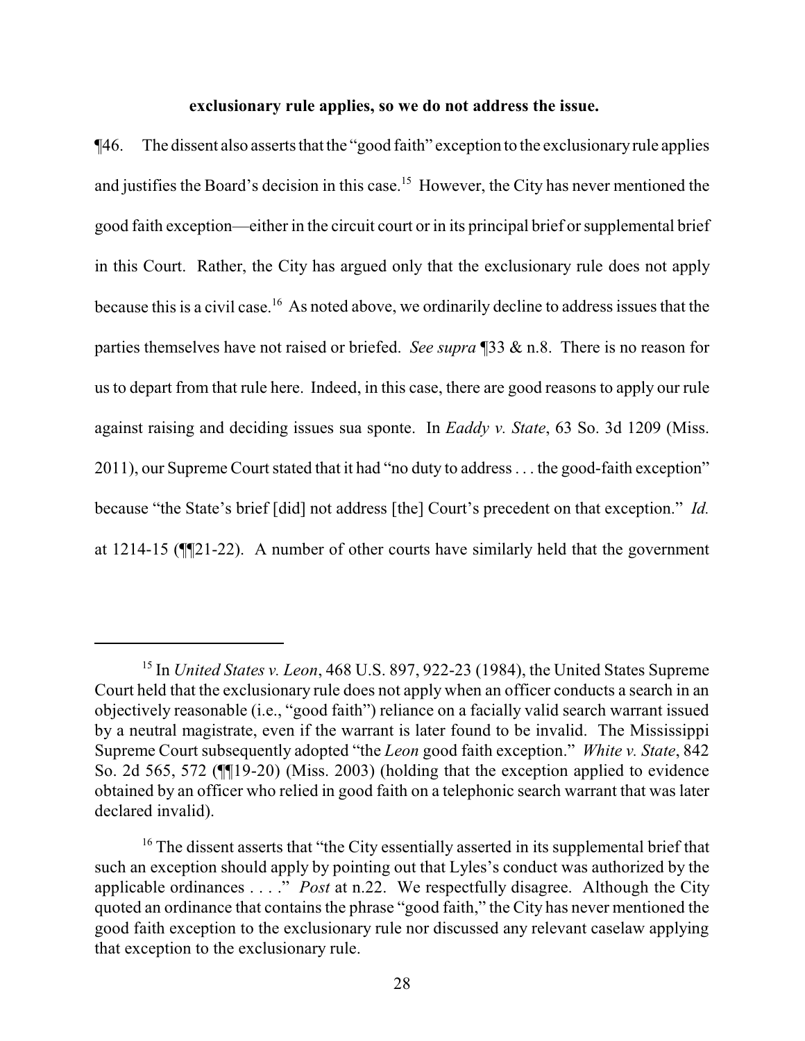**exclusionary rule applies, so we do not address the issue.**

¶46. The dissent also asserts that the "good faith" exception to the exclusionary rule applies and justifies the Board's decision in this case.[15] However, the City has never mentioned the good faith exception—either in the circuit court or in its principal brief or supplemental brief in this Court. Rather, the City has argued only that the exclusionary rule does not apply because this is a civil case.[16] As noted above, we ordinarily decline to address issues that the parties themselves have not raised or briefed. *See supra* ¶33 & n.8. There is no reason for us to depart from that rule here. Indeed, in this case, there are good reasons to apply our rule against raising and deciding issues sua sponte. In *Eaddy v. State*, 63 So. 3d 1209 (Miss. 2011), our Supreme Court stated that it had "no duty to address . . . the good-faith exception" because "the State's brief [did] not address [the] Court's precedent on that exception." *Id.* at 1214-15 (¶¶21-22). A number of other courts have similarly held that the government

---

[15] In *United States v. Leon*, 468 U.S. 897, 922-23 (1984), the United States Supreme Court held that the exclusionary rule does not apply when an officer conducts a search in an objectively reasonable (i.e., "good faith") reliance on a facially valid search warrant issued by a neutral magistrate, even if the warrant is later found to be invalid. The Mississippi Supreme Court subsequently adopted "the *Leon* good faith exception." *White v. State*, 842 So. 2d 565, 572 (¶¶19-20) (Miss. 2003) (holding that the exception applied to evidence obtained by an officer who relied in good faith on a telephonic search warrant that was later declared invalid).

[16] The dissent asserts that "the City essentially asserted in its supplemental brief that such an exception should apply by pointing out that Lyles's conduct was authorized by the applicable ordinances . . . ." *Post* at n.22. We respectfully disagree. Although the City quoted an ordinance that contains the phrase "good faith," the City has never mentioned the good faith exception to the exclusionary rule nor discussed any relevant caselaw applying that exception to the exclusionary rule.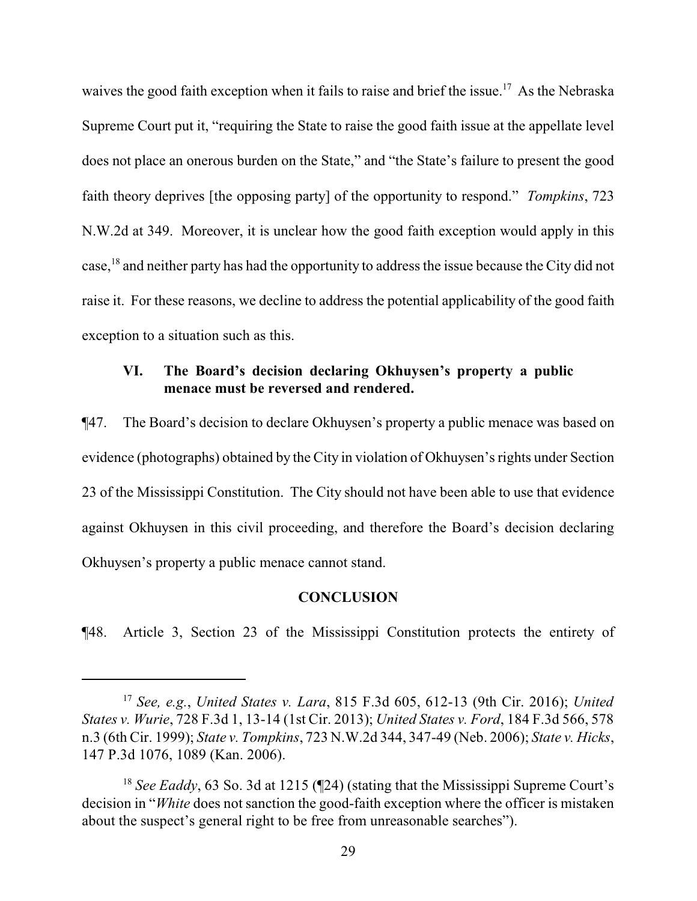waives the good faith exception when it fails to raise and brief the issue.[17] As the Nebraska Supreme Court put it, "requiring the State to raise the good faith issue at the appellate level does not place an onerous burden on the State," and "the State's failure to present the good faith theory deprives [the opposing party] of the opportunity to respond." *Tompkins*, 723 N.W.2d at 349. Moreover, it is unclear how the good faith exception would apply in this case,[18] and neither party has had the opportunity to address the issue because the City did not raise it. For these reasons, we decline to address the potential applicability of the good faith exception to a situation such as this.

### VI. The Board's decision declaring Okhuysen's property a public menace must be reversed and rendered.

¶47. The Board's decision to declare Okhuysen's property a public menace was based on evidence (photographs) obtained by the City in violation of Okhuysen's rights under Section 23 of the Mississippi Constitution. The City should not have been able to use that evidence against Okhuysen in this civil proceeding, and therefore the Board's decision declaring Okhuysen's property a public menace cannot stand.

## CONCLUSION

¶48. Article 3, Section 23 of the Mississippi Constitution protects the entirety of

---

[17] *See, e.g.*, *United States v. Lara*, 815 F.3d 605, 612-13 (9th Cir. 2016); *United States v. Wurie*, 728 F.3d 1, 13-14 (1st Cir. 2013); *United States v. Ford*, 184 F.3d 566, 578 n.3 (6th Cir. 1999); *State v. Tompkins*, 723 N.W.2d 344, 347-49 (Neb. 2006); *State v. Hicks*, 147 P.3d 1076, 1089 (Kan. 2006).

[18] *See Eaddy*, 63 So. 3d at 1215 (¶24) (stating that the Mississippi Supreme Court's decision in "*White* does not sanction the good-faith exception where the officer is mistaken about the suspect's general right to be free from unreasonable searches").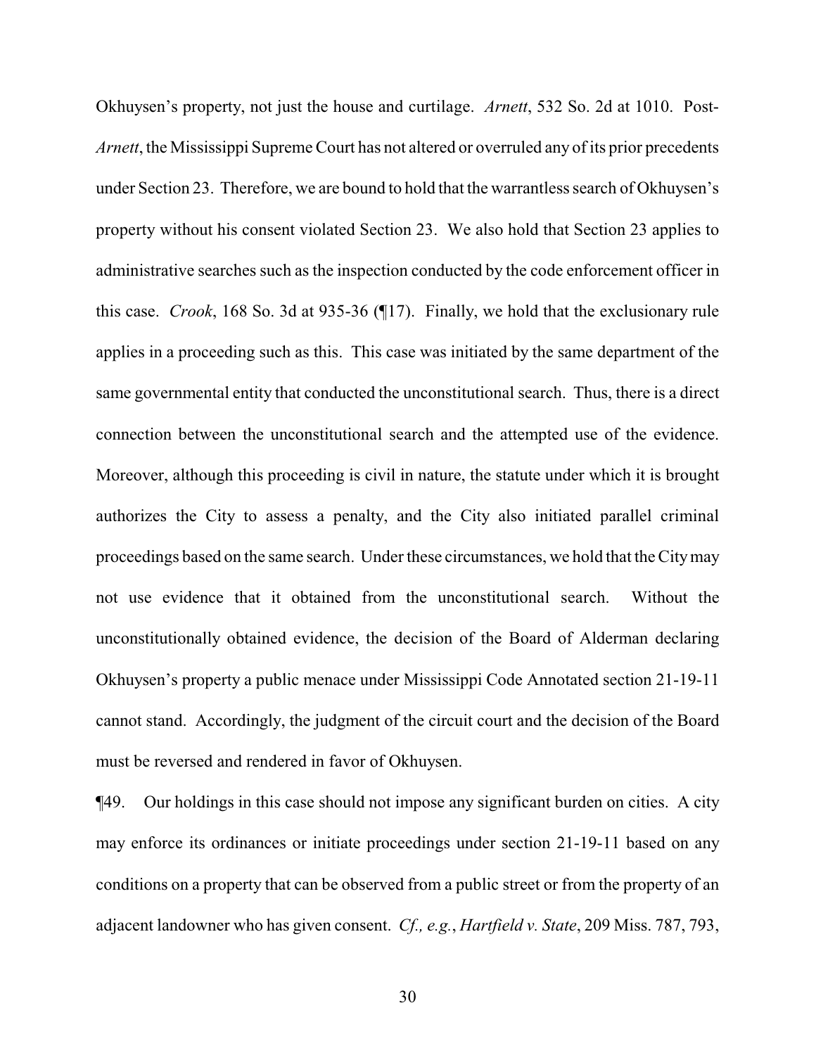Okhuysen's property, not just the house and curtilage. *Arnett*, 532 So. 2d at 1010. Post-*Arnett*, the Mississippi Supreme Court has not altered or overruled any of its prior precedents under Section 23. Therefore, we are bound to hold that the warrantless search of Okhuysen's property without his consent violated Section 23. We also hold that Section 23 applies to administrative searches such as the inspection conducted by the code enforcement officer in this case. *Crook*, 168 So. 3d at 935-36 (¶17). Finally, we hold that the exclusionary rule applies in a proceeding such as this. This case was initiated by the same department of the same governmental entity that conducted the unconstitutional search. Thus, there is a direct connection between the unconstitutional search and the attempted use of the evidence. Moreover, although this proceeding is civil in nature, the statute under which it is brought authorizes the City to assess a penalty, and the City also initiated parallel criminal proceedings based on the same search. Under these circumstances, we hold that the City may not use evidence that it obtained from the unconstitutional search. Without the unconstitutionally obtained evidence, the decision of the Board of Alderman declaring Okhuysen's property a public menace under Mississippi Code Annotated section 21-19-11 cannot stand. Accordingly, the judgment of the circuit court and the decision of the Board must be reversed and rendered in favor of Okhuysen.

¶49. Our holdings in this case should not impose any significant burden on cities. A city may enforce its ordinances or initiate proceedings under section 21-19-11 based on any conditions on a property that can be observed from a public street or from the property of an adjacent landowner who has given consent. *Cf., e.g.*, *Hartfield v. State*, 209 Miss. 787, 793,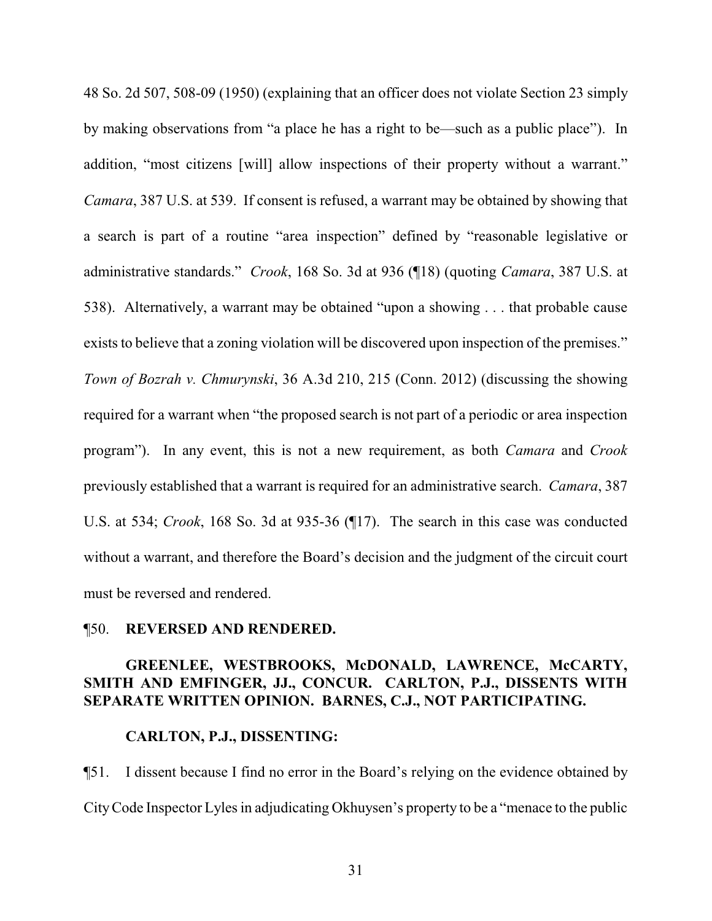48 So. 2d 507, 508-09 (1950) (explaining that an officer does not violate Section 23 simply by making observations from "a place he has a right to be—such as a public place"). In addition, "most citizens [will] allow inspections of their property without a warrant." *Camara*, 387 U.S. at 539. If consent is refused, a warrant may be obtained by showing that a search is part of a routine "area inspection" defined by "reasonable legislative or administrative standards." *Crook*, 168 So. 3d at 936 (¶18) (quoting *Camara*, 387 U.S. at 538). Alternatively, a warrant may be obtained "upon a showing . . . that probable cause exists to believe that a zoning violation will be discovered upon inspection of the premises." *Town of Bozrah v. Chmurynski*, 36 A.3d 210, 215 (Conn. 2012) (discussing the showing required for a warrant when "the proposed search is not part of a periodic or area inspection program"). In any event, this is not a new requirement, as both *Camara* and *Crook* previously established that a warrant is required for an administrative search. *Camara*, 387 U.S. at 534; *Crook*, 168 So. 3d at 935-36 (¶17). The search in this case was conducted without a warrant, and therefore the Board's decision and the judgment of the circuit court must be reversed and rendered.

¶50. **REVERSED AND RENDERED.**

**GREENLEE, WESTBROOKS, McDONALD, LAWRENCE, McCARTY, SMITH AND EMFINGER, JJ., CONCUR. CARLTON, P.J., DISSENTS WITH SEPARATE WRITTEN OPINION. BARNES, C.J., NOT PARTICIPATING.**

**CARLTON, P.J., DISSENTING:**

¶51. I dissent because I find no error in the Board's relying on the evidence obtained by City Code Inspector Lyles in adjudicating Okhuysen's property to be a "menace to the public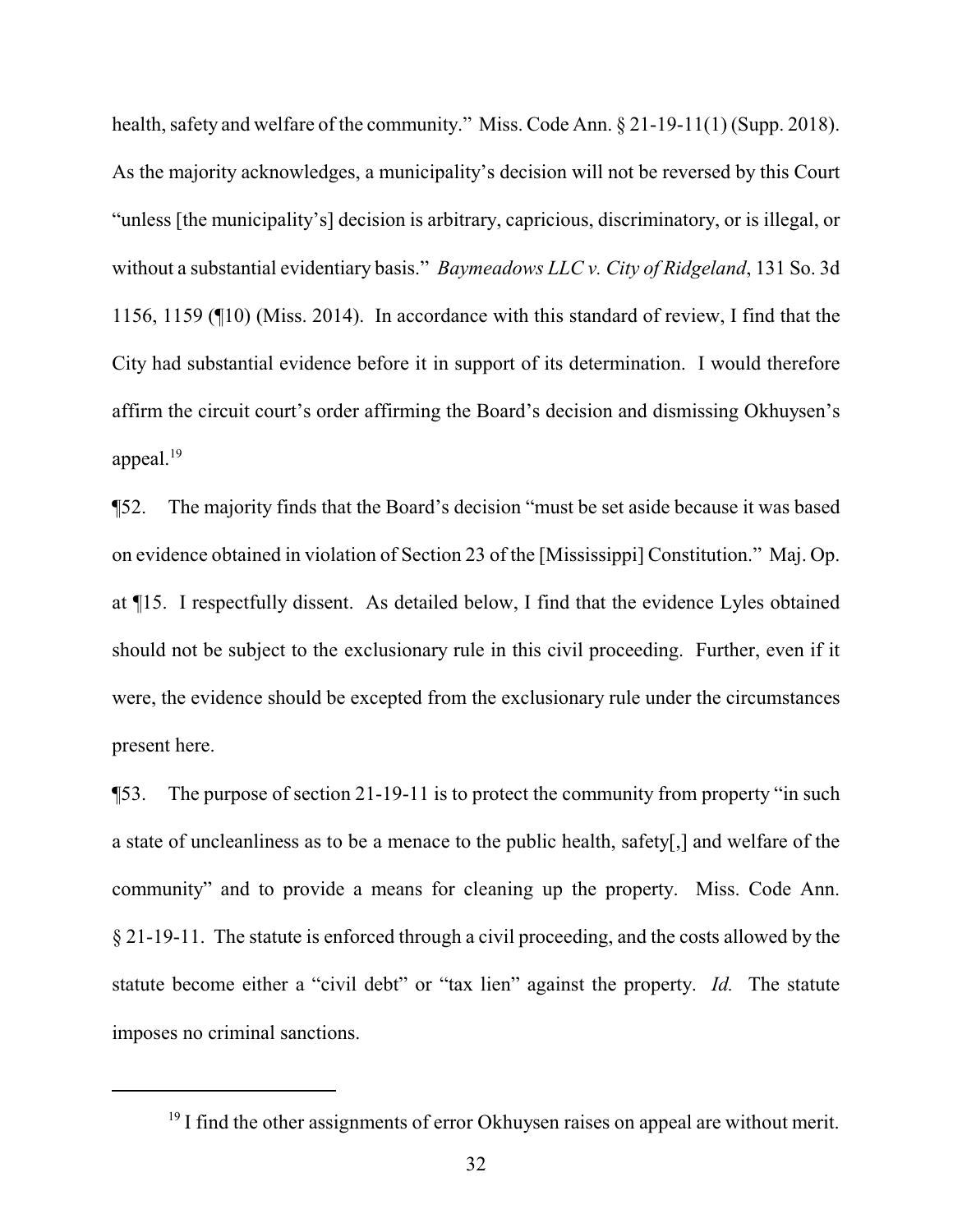health, safety and welfare of the community." Miss. Code Ann. § 21-19-11(1) (Supp. 2018). As the majority acknowledges, a municipality's decision will not be reversed by this Court "unless [the municipality's] decision is arbitrary, capricious, discriminatory, or is illegal, or without a substantial evidentiary basis." *Baymeadows LLC v. City of Ridgeland*, 131 So. 3d 1156, 1159 (¶10) (Miss. 2014). In accordance with this standard of review, I find that the City had substantial evidence before it in support of its determination. I would therefore affirm the circuit court's order affirming the Board's decision and dismissing Okhuysen's appeal.[19]

¶52. The majority finds that the Board's decision "must be set aside because it was based on evidence obtained in violation of Section 23 of the [Mississippi] Constitution." Maj. Op. at ¶15. I respectfully dissent. As detailed below, I find that the evidence Lyles obtained should not be subject to the exclusionary rule in this civil proceeding. Further, even if it were, the evidence should be excepted from the exclusionary rule under the circumstances present here.

¶53. The purpose of section 21-19-11 is to protect the community from property "in such a state of uncleanliness as to be a menace to the public health, safety[,] and welfare of the community" and to provide a means for cleaning up the property. Miss. Code Ann. § 21-19-11. The statute is enforced through a civil proceeding, and the costs allowed by the statute become either a "civil debt" or "tax lien" against the property. *Id.* The statute imposes no criminal sanctions.

[19] I find the other assignments of error Okhuysen raises on appeal are without merit.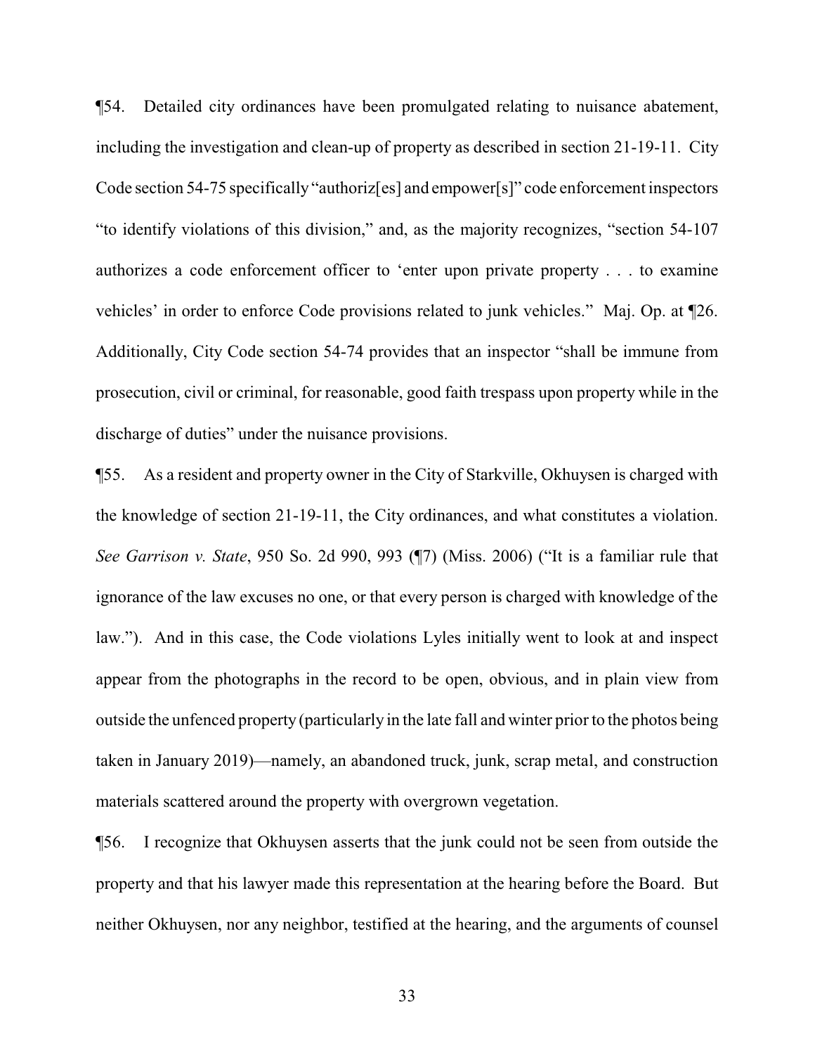¶54. Detailed city ordinances have been promulgated relating to nuisance abatement, including the investigation and clean-up of property as described in section 21-19-11. City Code section 54-75 specifically "authoriz[es] and empower[s]" code enforcement inspectors "to identify violations of this division," and, as the majority recognizes, "section 54-107 authorizes a code enforcement officer to 'enter upon private property . . . to examine vehicles' in order to enforce Code provisions related to junk vehicles." Maj. Op. at ¶26. Additionally, City Code section 54-74 provides that an inspector "shall be immune from prosecution, civil or criminal, for reasonable, good faith trespass upon property while in the discharge of duties" under the nuisance provisions.

¶55. As a resident and property owner in the City of Starkville, Okhuysen is charged with the knowledge of section 21-19-11, the City ordinances, and what constitutes a violation. *See Garrison v. State*, 950 So. 2d 990, 993 (¶7) (Miss. 2006) ("It is a familiar rule that ignorance of the law excuses no one, or that every person is charged with knowledge of the law."). And in this case, the Code violations Lyles initially went to look at and inspect appear from the photographs in the record to be open, obvious, and in plain view from outside the unfenced property (particularly in the late fall and winter prior to the photos being taken in January 2019)—namely, an abandoned truck, junk, scrap metal, and construction materials scattered around the property with overgrown vegetation.

¶56. I recognize that Okhuysen asserts that the junk could not be seen from outside the property and that his lawyer made this representation at the hearing before the Board. But neither Okhuysen, nor any neighbor, testified at the hearing, and the arguments of counsel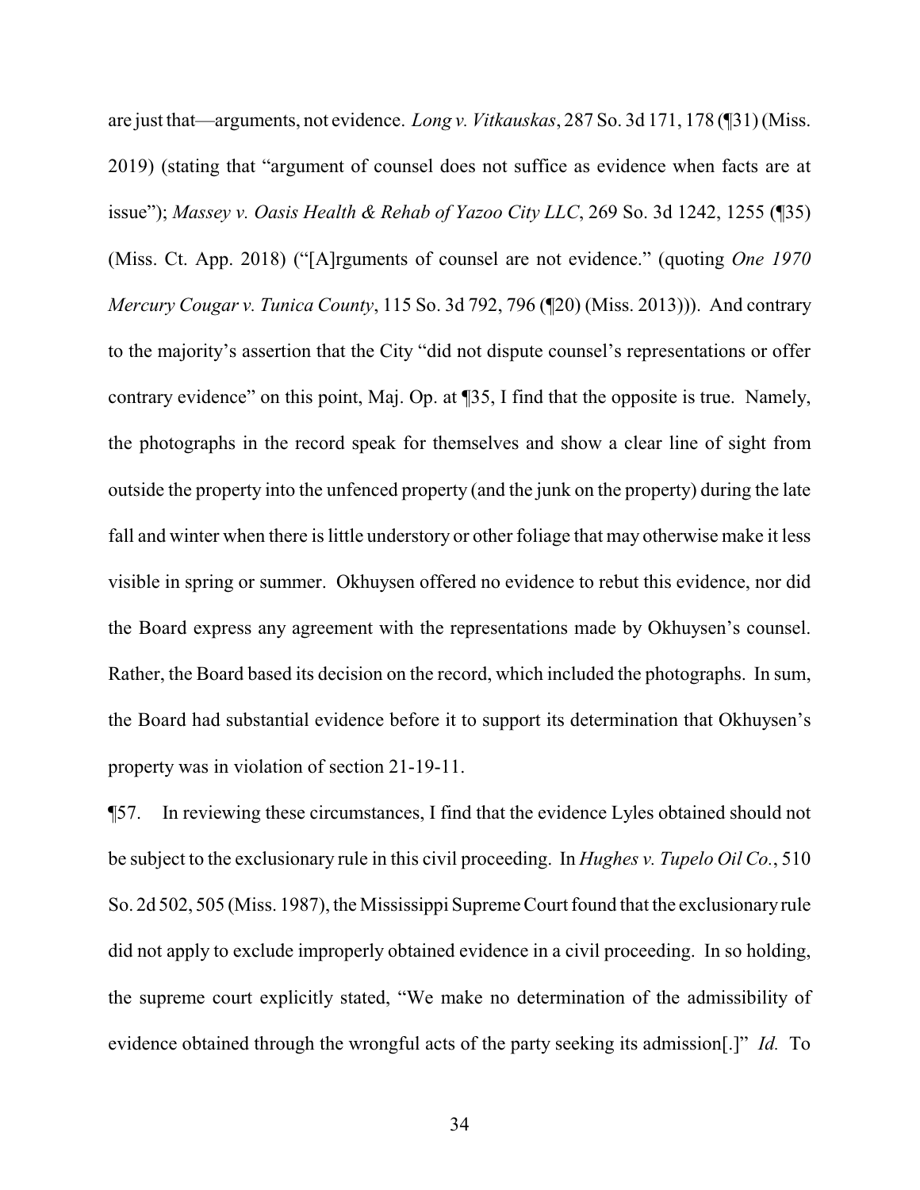are just that—arguments, not evidence. *Long v. Vitkauskas*, 287 So. 3d 171, 178 (¶31) (Miss. 2019) (stating that "argument of counsel does not suffice as evidence when facts are at issue"); *Massey v. Oasis Health & Rehab of Yazoo City LLC*, 269 So. 3d 1242, 1255 (¶35) (Miss. Ct. App. 2018) ("[A]rguments of counsel are not evidence." (quoting *One 1970 Mercury Cougar v. Tunica County*, 115 So. 3d 792, 796 (¶20) (Miss. 2013))). And contrary to the majority's assertion that the City "did not dispute counsel's representations or offer contrary evidence" on this point, Maj. Op. at ¶35, I find that the opposite is true. Namely, the photographs in the record speak for themselves and show a clear line of sight from outside the property into the unfenced property (and the junk on the property) during the late fall and winter when there is little understory or other foliage that may otherwise make it less visible in spring or summer. Okhuysen offered no evidence to rebut this evidence, nor did the Board express any agreement with the representations made by Okhuysen's counsel. Rather, the Board based its decision on the record, which included the photographs. In sum, the Board had substantial evidence before it to support its determination that Okhuysen's property was in violation of section 21-19-11.

¶57. In reviewing these circumstances, I find that the evidence Lyles obtained should not be subject to the exclusionary rule in this civil proceeding. In *Hughes v. Tupelo Oil Co.*, 510 So. 2d 502, 505 (Miss. 1987), the Mississippi Supreme Court found that the exclusionary rule did not apply to exclude improperly obtained evidence in a civil proceeding. In so holding, the supreme court explicitly stated, "We make no determination of the admissibility of evidence obtained through the wrongful acts of the party seeking its admission[.]" *Id.* To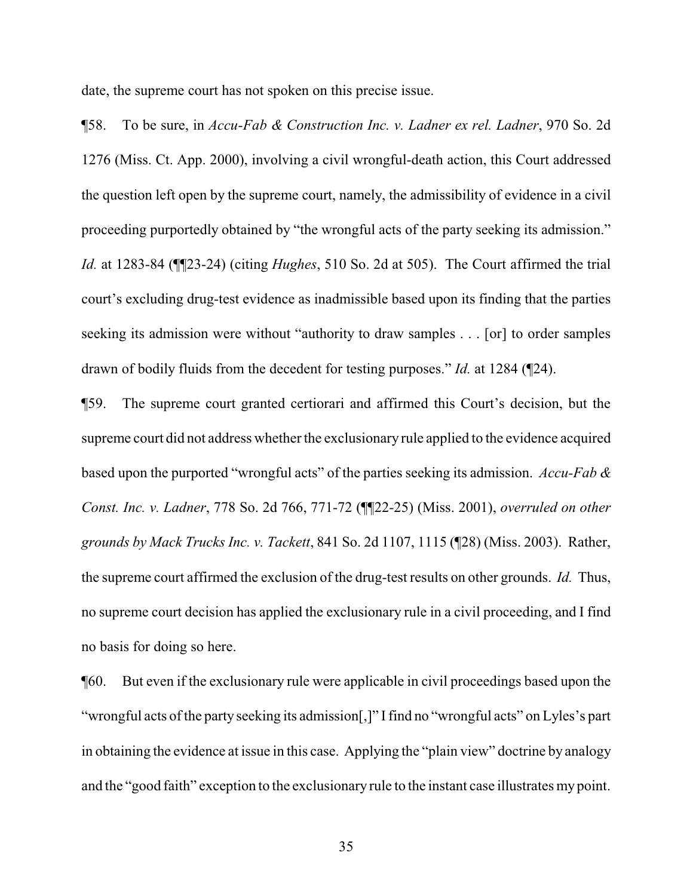date, the supreme court has not spoken on this precise issue.

¶58. To be sure, in *Accu-Fab & Construction Inc. v. Ladner ex rel. Ladner*, 970 So. 2d 1276 (Miss. Ct. App. 2000), involving a civil wrongful-death action, this Court addressed the question left open by the supreme court, namely, the admissibility of evidence in a civil proceeding purportedly obtained by "the wrongful acts of the party seeking its admission." *Id.* at 1283-84 (¶¶23-24) (citing *Hughes*, 510 So. 2d at 505). The Court affirmed the trial court's excluding drug-test evidence as inadmissible based upon its finding that the parties seeking its admission were without "authority to draw samples . . . [or] to order samples drawn of bodily fluids from the decedent for testing purposes." *Id.* at 1284 (¶24).

¶59. The supreme court granted certiorari and affirmed this Court's decision, but the supreme court did not address whether the exclusionary rule applied to the evidence acquired based upon the purported "wrongful acts" of the parties seeking its admission. *Accu-Fab & Const. Inc. v. Ladner*, 778 So. 2d 766, 771-72 (¶¶22-25) (Miss. 2001), *overruled on other grounds by Mack Trucks Inc. v. Tackett*, 841 So. 2d 1107, 1115 (¶28) (Miss. 2003). Rather, the supreme court affirmed the exclusion of the drug-test results on other grounds. *Id.* Thus, no supreme court decision has applied the exclusionary rule in a civil proceeding, and I find no basis for doing so here.

¶60. But even if the exclusionary rule were applicable in civil proceedings based upon the "wrongful acts of the party seeking its admission[,]" I find no "wrongful acts" on Lyles's part in obtaining the evidence at issue in this case. Applying the "plain view" doctrine by analogy and the "good faith" exception to the exclusionary rule to the instant case illustrates my point.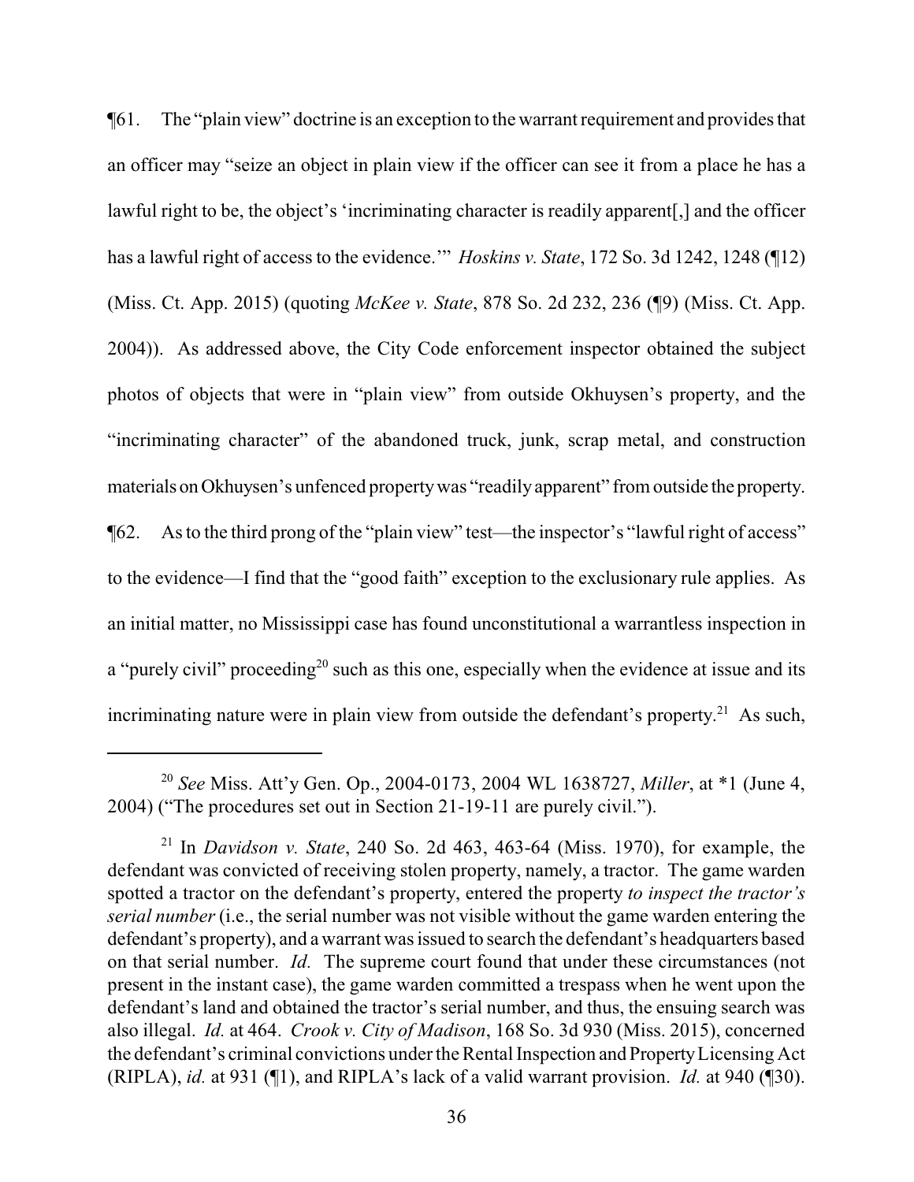¶61. The "plain view" doctrine is an exception to the warrant requirement and provides that an officer may "seize an object in plain view if the officer can see it from a place he has a lawful right to be, the object's 'incriminating character is readily apparent[,] and the officer has a lawful right of access to the evidence.'" *Hoskins v. State*, 172 So. 3d 1242, 1248 (¶12) (Miss. Ct. App. 2015) (quoting *McKee v. State*, 878 So. 2d 232, 236 (¶9) (Miss. Ct. App. 2004)). As addressed above, the City Code enforcement inspector obtained the subject photos of objects that were in "plain view" from outside Okhuysen's property, and the "incriminating character" of the abandoned truck, junk, scrap metal, and construction materials on Okhuysen's unfenced property was "readily apparent" from outside the property.

¶62. As to the third prong of the "plain view" test—the inspector's "lawful right of access" to the evidence—I find that the "good faith" exception to the exclusionary rule applies. As an initial matter, no Mississippi case has found unconstitutional a warrantless inspection in a "purely civil" proceeding[20] such as this one, especially when the evidence at issue and its incriminating nature were in plain view from outside the defendant's property.[21] As such,

---

[20] *See* Miss. Att'y Gen. Op., 2004-0173, 2004 WL 1638727, *Miller*, at *1 (June 4, 2004) ("The procedures set out in Section 21-19-11 are purely civil.").

[21] In *Davidson v. State*, 240 So. 2d 463, 463-64 (Miss. 1970), for example, the defendant was convicted of receiving stolen property, namely, a tractor. The game warden spotted a tractor on the defendant's property, entered the property *to inspect the tractor's serial number* (i.e., the serial number was not visible without the game warden entering the defendant's property), and a warrant was issued to search the defendant's headquarters based on that serial number. *Id.* The supreme court found that under these circumstances (not present in the instant case), the game warden committed a trespass when he went upon the defendant's land and obtained the tractor's serial number, and thus, the ensuing search was also illegal. *Id.* at 464. *Crook v. City of Madison*, 168 So. 3d 930 (Miss. 2015), concerned the defendant's criminal convictions under the Rental Inspection and Property Licensing Act (RIPLA), *id.* at 931 (¶1), and RIPLA's lack of a valid warrant provision. *Id.* at 940 (¶30).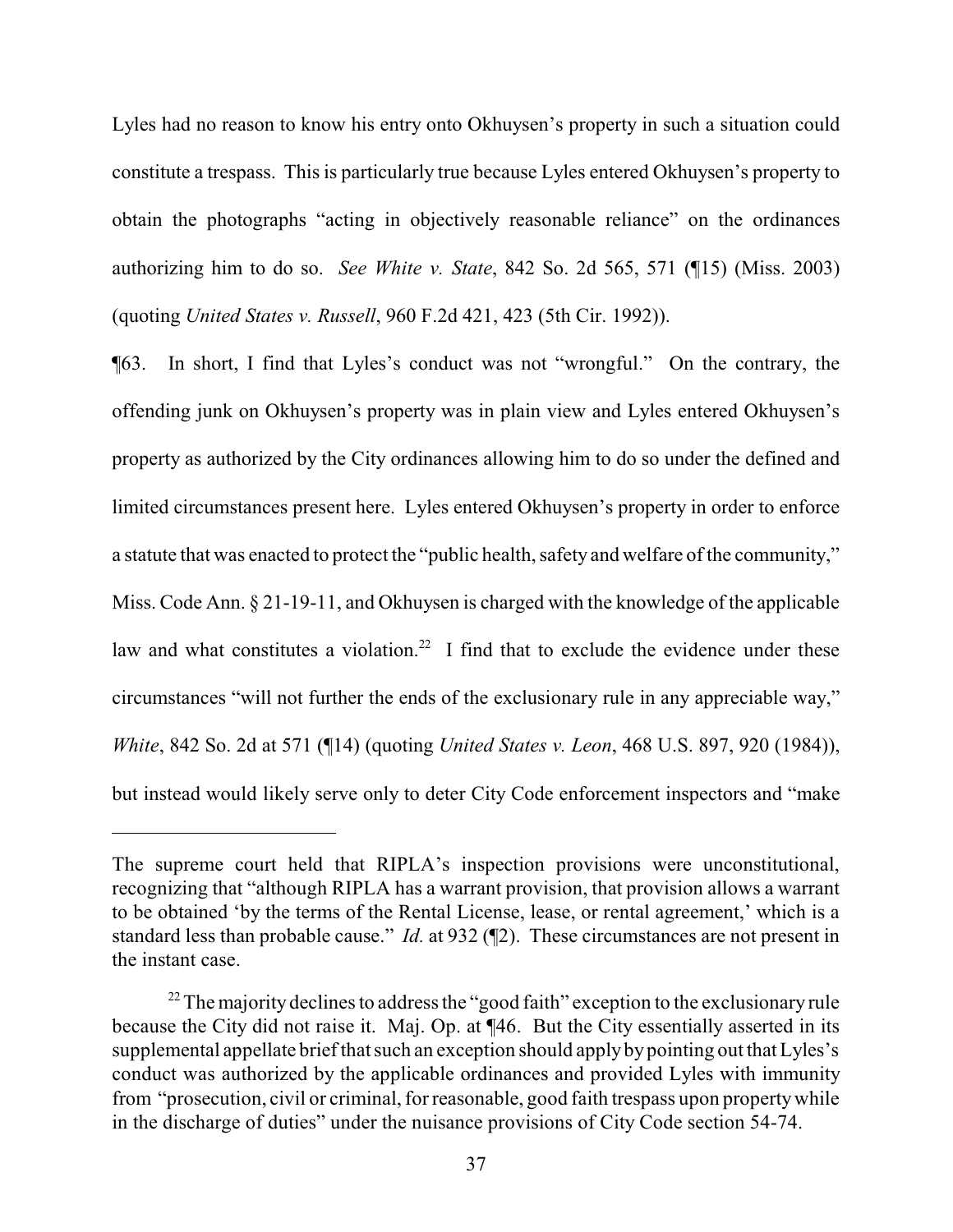Lyles had no reason to know his entry onto Okhuysen's property in such a situation could constitute a trespass. This is particularly true because Lyles entered Okhuysen's property to obtain the photographs "acting in objectively reasonable reliance" on the ordinances authorizing him to do so. *See White v. State*, 842 So. 2d 565, 571 (¶15) (Miss. 2003) (quoting *United States v. Russell*, 960 F.2d 421, 423 (5th Cir. 1992)).

¶63. In short, I find that Lyles's conduct was not "wrongful." On the contrary, the offending junk on Okhuysen's property was in plain view and Lyles entered Okhuysen's property as authorized by the City ordinances allowing him to do so under the defined and limited circumstances present here. Lyles entered Okhuysen's property in order to enforce a statute that was enacted to protect the "public health, safety and welfare of the community," Miss. Code Ann. § 21-19-11, and Okhuysen is charged with the knowledge of the applicable law and what constitutes a violation.[22] I find that to exclude the evidence under these circumstances "will not further the ends of the exclusionary rule in any appreciable way," *White*, 842 So. 2d at 571 (¶14) (quoting *United States v. Leon*, 468 U.S. 897, 920 (1984)), but instead would likely serve only to deter City Code enforcement inspectors and "make

---

The supreme court held that RIPLA's inspection provisions were unconstitutional, recognizing that "although RIPLA has a warrant provision, that provision allows a warrant to be obtained 'by the terms of the Rental License, lease, or rental agreement,' which is a standard less than probable cause." *Id.* at 932 (¶2). These circumstances are not present in the instant case.

[22] The majority declines to address the "good faith" exception to the exclusionary rule because the City did not raise it. Maj. Op. at ¶46. But the City essentially asserted in its supplemental appellate brief that such an exception should apply by pointing out that Lyles's conduct was authorized by the applicable ordinances and provided Lyles with immunity from "prosecution, civil or criminal, for reasonable, good faith trespass upon property while in the discharge of duties" under the nuisance provisions of City Code section 54-74.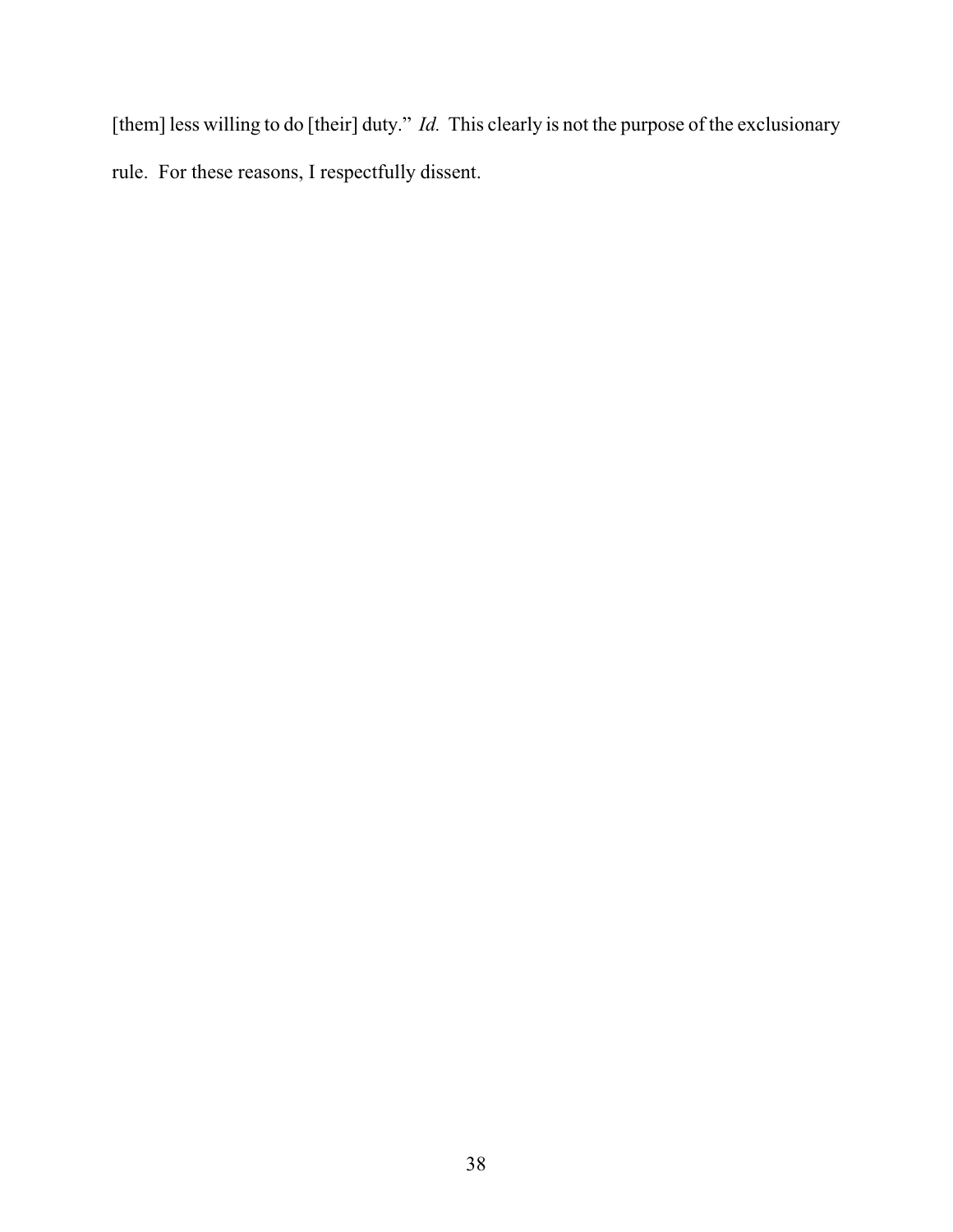[them] less willing to do [their] duty." *Id.* This clearly is not the purpose of the exclusionary rule. For these reasons, I respectfully dissent.